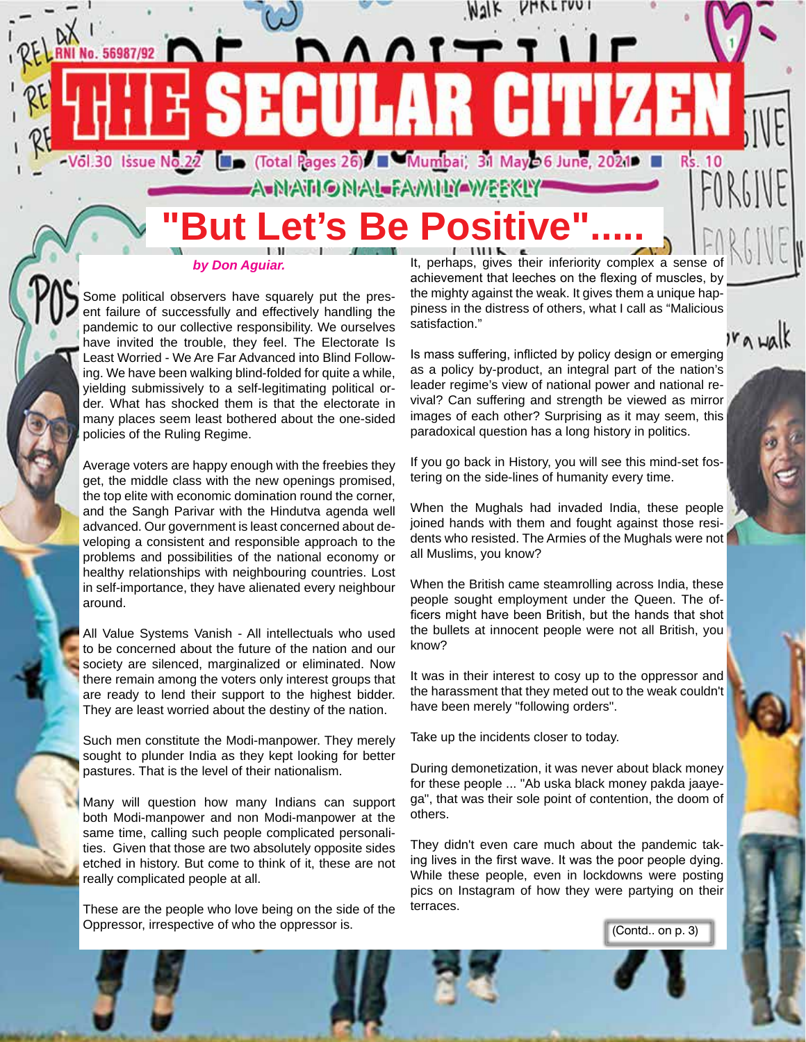# THE SECULAR CITIZEN

RNI No. 56987/92

Vol.30 Issue No.22 (Total Pages 26) Mumbai; 31 May - 6 June, 2021 Rs. 10

A NATIONAL FAMILY WEEKLY

## "But Let's Be Positive".....

*by Don Aguiar.*

Some political observers have squarely put the present failure of successfully and effectively handling the pandemic to our collective responsibility. We ourselves have invited the trouble, they feel. The Electorate Is Least Worried - We Are Far Advanced into Blind Following. We have been walking blind-folded for quite a while, yielding submissively to a self-legitimating political order. What has shocked them is that the electorate in many places seem least bothered about the one-sided policies of the Ruling Regime.

Average voters are happy enough with the freebies they get, the middle class with the new openings promised, the top elite with economic domination round the corner, and the Sangh Parivar with the Hindutva agenda well advanced. Our government is least concerned about developing a consistent and responsible approach to the problems and possibilities of the national economy or healthy relationships with neighbouring countries. Lost in self-importance, they have alienated every neighbour around.

All Value Systems Vanish - All intellectuals who used to be concerned about the future of the nation and our society are silenced, marginalized or eliminated. Now there remain among the voters only interest groups that are ready to lend their support to the highest bidder. They are least worried about the destiny of the nation.

Such men constitute the Modi-manpower. They merely sought to plunder India as they kept looking for better pastures. That is the level of their nationalism.

Many will question how many Indians can support both Modi-manpower and non Modi-manpower at the same time, calling such people complicated personalities. Given that those are two absolutely opposite sides etched in history. But come to think of it, these are not really complicated people at all.

These are the people who love being on the side of the Oppressor, irrespective of who the oppressor is.

It, perhaps, gives their inferiority complex a sense of achievement that leeches on the flexing of muscles, by the mighty against the weak. It gives them a unique happiness in the distress of others, what I call as "Malicious satisfaction."

Is mass suffering, inflicted by policy design or emerging as a policy by-product, an integral part of the nation's leader regime's view of national power and national revival? Can suffering and strength be viewed as mirror images of each other? Surprising as it may seem, this paradoxical question has a long history in politics.

If you go back in History, you will see this mind-set fostering on the side-lines of humanity every time.

When the Mughals had invaded India, these people joined hands with them and fought against those residents who resisted. The Armies of the Mughals were not all Muslims, you know?

When the British came steamrolling across India, these people sought employment under the Queen. The officers might have been British, but the hands that shot the bullets at innocent people were not all British, you know?

It was in their interest to cosy up to the oppressor and the harassment that they meted out to the weak couldn't have been merely "following orders".

Take up the incidents closer to today.

During demonetization, it was never about black money for these people ... "Ab uska black money pakda jaayega", that was their sole point of contention, the doom of others.

They didn't even care much about the pandemic taking lives in the first wave. It was the poor people dying. While these people, even in lockdowns were posting pics on Instagram of how they were partying on their terraces.

(Contd.. on p. 3)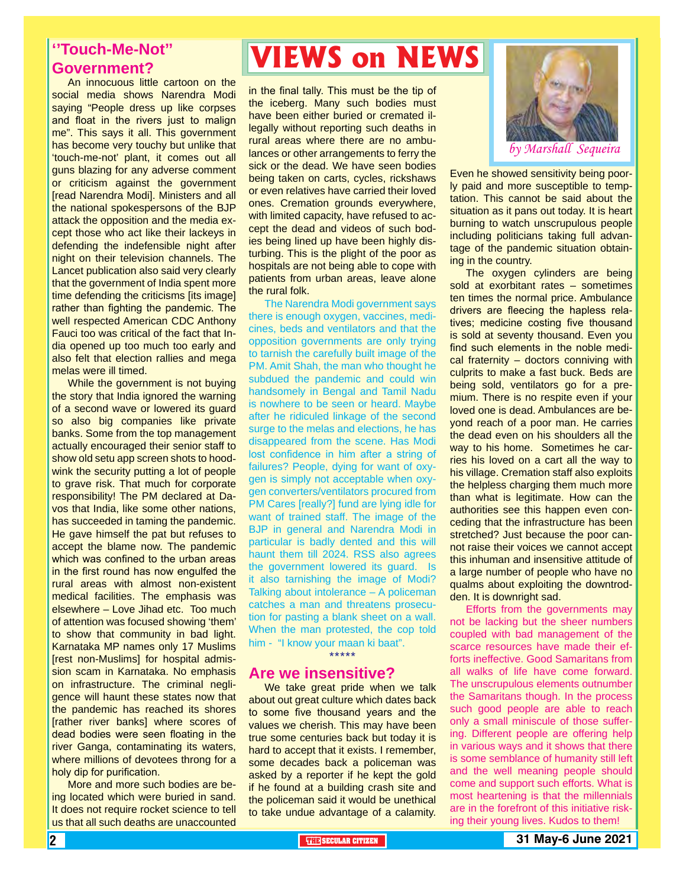# VIEWS on NEWS

*by Marshall Sequeira*

## ''Touch-Me-Not'' Government?

An innocuous little cartoon on the social media shows Narendra Modi saying "People dress up like corpses and float in the rivers just to malign me". This says it all. This government has become very touchy but unlike that 'touch-me-not' plant, it comes out all guns blazing for any adverse comment or criticism against the government [read Narendra Modi]. Ministers and all the national spokespersons of the BJP attack the opposition and the media except those who act like their lackeys in defending the indefensible night after night on their television channels. The Lancet publication also said very clearly that the government of India spent more time defending the criticisms [its image] rather than fighting the pandemic. The well respected American CDC Anthony Fauci too was critical of the fact that India opened up too much too early and also felt that election rallies and mega melas were ill timed.

While the government is not buying the story that India ignored the warning of a second wave or lowered its guard so also big companies like private banks. Some from the top management actually encouraged their senior staff to show old setu app screen shots to hoodwink the security putting a lot of people to grave risk. That much for corporate responsibility! The PM declared at Davos that India, like some other nations, has succeeded in taming the pandemic. He gave himself the pat but refuses to accept the blame now. The pandemic which was confined to the urban areas in the first round has now engulfed the rural areas with almost non-existent medical facilities. The emphasis was elsewhere – Love Jihad etc. Too much of attention was focused showing 'them' to show that community in bad light. Karnataka MP names only 17 Muslims [rest non-Muslims] for hospital admission scam in Karnataka. No emphasis on infrastructure. The criminal negligence will haunt these states now that the pandemic has reached its shores [rather river banks] where scores of dead bodies were seen floating in the river Ganga, contaminating its waters, where millions of devotees throng for a holy dip for purification.

More and more such bodies are being located which were buried in sand. It does not require rocket science to tell us that all such deaths are unaccounted in the final tally. This must be the tip of the iceberg. Many such bodies must have been either buried or cremated illegally without reporting such deaths in rural areas where there are no ambulances or other arrangements to ferry the sick or the dead. We have seen bodies being taken on carts, cycles, rickshaws or even relatives have carried their loved ones. Cremation grounds everywhere, with limited capacity, have refused to accept the dead and videos of such bodies being lined up have been highly disturbing. This is the plight of the poor as hospitals are not being able to cope with patients from urban areas, leave alone the rural folk.

The Narendra Modi government says there is enough oxygen, vaccines, medicines, beds and ventilators and that the opposition governments are only trying to tarnish the carefully built image of the PM. Amit Shah, the man who thought he subdued the pandemic and could win handsomely in Bengal and Tamil Nadu is nowhere to be seen or heard. Maybe after he ridiculed linkage of the second surge to the melas and elections, he has disappeared from the scene. Has Modi lost confidence in him after a string of failures? People, dying for want of oxygen is simply not acceptable when oxygen converters/ventilators procured from PM Cares [really?] fund are lying idle for want of trained staff. The image of the BJP in general and Narendra Modi in particular is badly dented and this will haunt them till 2024. RSS also agrees the government lowered its guard. Is it also tarnishing the image of Modi? Talking about intolerance – A policeman catches a man and threatens prosecution for pasting a blank sheet on a wall. When the man protested, the cop told him - "I know your maan ki baat".

*****

## Are we insensitive?

We take great pride when we talk about out great culture which dates back to some five thousand years and the values we cherish. This may have been true some centuries back but today it is hard to accept that it exists. I remember, some decades back a policeman was asked by a reporter if he kept the gold if he found at a building crash site and the policeman said it would be unethical to take undue advantage of a calamity. Even he showed sensitivity being poorly paid and more susceptible to temptation. This cannot be said about the situation as it pans out today. It is heart burning to watch unscrupulous people including politicians taking full advantage of the pandemic situation obtaining in the country.

The oxygen cylinders are being sold at exorbitant rates – sometimes ten times the normal price. Ambulance drivers are fleecing the hapless relatives; medicine costing five thousand is sold at seventy thousand. Even you find such elements in the noble medical fraternity – doctors conniving with culprits to make a fast buck. Beds are being sold, ventilators go for a premium. There is no respite even if your loved one is dead. Ambulances are beyond reach of a poor man. He carries the dead even on his shoulders all the way to his home. Sometimes he carries his loved on a cart all the way to his village. Cremation staff also exploits the helpless charging them much more than what is legitimate. How can the authorities see this happen even conceding that the infrastructure has been stretched? Just because the poor cannot raise their voices we cannot accept this inhuman and insensitive attitude of a large number of people who have no qualms about exploiting the downtrodden. It is downright sad.

Efforts from the governments may not be lacking but the sheer numbers coupled with bad management of the scarce resources have made their efforts ineffective. Good Samaritans from all walks of life have come forward. The unscrupulous elements outnumber the Samaritans though. In the process such good people are able to reach only a small miniscule of those suffering. Different people are offering help in various ways and it shows that there is some semblance of humanity still left and the well meaning people should come and support such efforts. What is most heartening is that the millennials are in the forefront of this initiative risking their young lives. Kudos to them!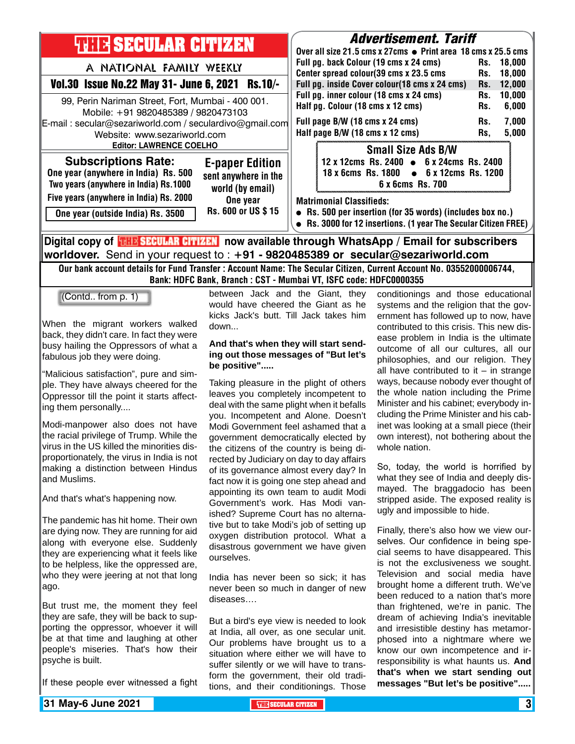# THE SECULAR CITIZEN

A NATIONAL FAMILY WEEKLY

**Vol.30 Issue No.22 May 31- June 6, 2021 Rs.10/-**

99, Perin Nariman Street, Fort, Mumbai - 400 001.
Mobile: +91 9820485389 / 9820473103
E-mail : secular@sezariworld.com / seculardivo@gmail.com
Website: www.sezariworld.com
**Editor: LAWRENCE COELHO**

## Subscriptions Rate:

One year (anywhere in India) Rs. 500
Two years (anywhere in India) Rs.1000
Five years (anywhere in India) Rs. 2000
One year (outside India) Rs. 3500

## E-paper Edition

sent anywhere in the world (by email)
One year
Rs. 600 or US $ 15

## Advertisement. Tariff

Over all size 21.5 cms x 27cms ● Print area 18 cms x 25.5 cms

| | | |
|---|---|---|
| Full pg. back Colour (19 cms x 24 cms) | Rs. | 18,000 |
| Center spread colour(39 cms x 23.5 cms | Rs. | 18,000 |
| Full pg. inside Cover colour(18 cms x 24 cms) | Rs. | 12,000 |
| Full pg. inner colour (18 cms x 24 cms) | Rs. | 10,000 |
| Half pg. Colour (18 cms x 12 cms) | Rs. | 6,000 |
| Full page B/W (18 cms x 24 cms) | Rs. | 7,000 |
| Half page B/W (18 cms x 12 cms) | Rs, | 5,000 |

### Small Size Ads B/W

12 x 12cms Rs. 2400 ● 6 x 24cms Rs. 2400
18 x 6cms Rs. 1800 ● 6 x 12cms Rs. 1200
6 x 6cms Rs. 700

**Matrimonial Classifieds:**

- Rs. 500 per insertion (for 35 words) (includes box no.)
- Rs. 3000 for 12 insertions. (1 year The Secular Citizen FREE)

**Digital copy of THE SECULAR CITIZEN now available through WhatsApp / Email for subscribers worldover.** Send in your request to : **+91 - 9820485389 or secular@sezariworld.com**

**Our bank account details for Fund Transfer : Account Name: The Secular Citizen, Current Account No. 03552000006744, Bank: HDFC Bank, Branch : CST - Mumbai VT, ISFC code: HDFC0000355**

(Contd.. from p. 1)

When the migrant workers walked back, they didn't care. In fact they were busy hailing the Oppressors of what a fabulous job they were doing.

"Malicious satisfaction", pure and simple. They have always cheered for the Oppressor till the point it starts affecting them personally....

Modi-manpower also does not have the racial privilege of Trump. While the virus in the US killed the minorities disproportionately, the virus in India is not making a distinction between Hindus and Muslims.

And that's what's happening now.

The pandemic has hit home. Their own are dying now. They are running for aid along with everyone else. Suddenly they are experiencing what it feels like to be helpless, like the oppressed are, who they were jeering at not that long ago.

But trust me, the moment they feel they are safe, they will be back to supporting the oppressor, whoever it will be at that time and laughing at other people's miseries. That's how their psyche is built.

If these people ever witnessed a fight between Jack and the Giant, they would have cheered the Giant as he kicks Jack's butt. Till Jack takes him down...

**And that's when they will start sending out those messages of "But let's be positive".....**

Taking pleasure in the plight of others leaves you completely incompetent to deal with the same plight when it befalls you. Incompetent and Alone. Doesn't Modi Government feel ashamed that a government democratically elected by the citizens of the country is being directed by Judiciary on day to day affairs of its governance almost every day? In fact now it is going one step ahead and appointing its own team to audit Modi Government's work. Has Modi vanished? Supreme Court has no alternative but to take Modi's job of setting up oxygen distribution protocol. What a disastrous government we have given ourselves.

India has never been so sick; it has never been so much in danger of new diseases….

But a bird's eye view is needed to look at India, all over, as one secular unit. Our problems have brought us to a situation where either we will have to suffer silently or we will have to transform the government, their old traditions, and their conditionings. Those conditionings and those educational systems and the religion that the government has followed up to now, have contributed to this crisis. This new disease problem in India is the ultimate outcome of all our cultures, all our philosophies, and our religion. They all have contributed to it – in strange ways, because nobody ever thought of the whole nation including the Prime Minister and his cabinet; everybody including the Prime Minister and his cabinet was looking at a small piece (their own interest), not bothering about the whole nation.

So, today, the world is horrified by what they see of India and deeply dismayed. The braggadocio has been stripped aside. The exposed reality is ugly and impossible to hide.

Finally, there's also how we view ourselves. Our confidence in being special seems to have disappeared. This is not the exclusiveness we sought. Television and social media have brought home a different truth. We've been reduced to a nation that's more than frightened, we're in panic. The dream of achieving India's inevitable and irresistible destiny has metamorphosed into a nightmare where we know our own incompetence and irresponsibility is what haunts us. **And that's when we start sending out messages "But let's be positive".....**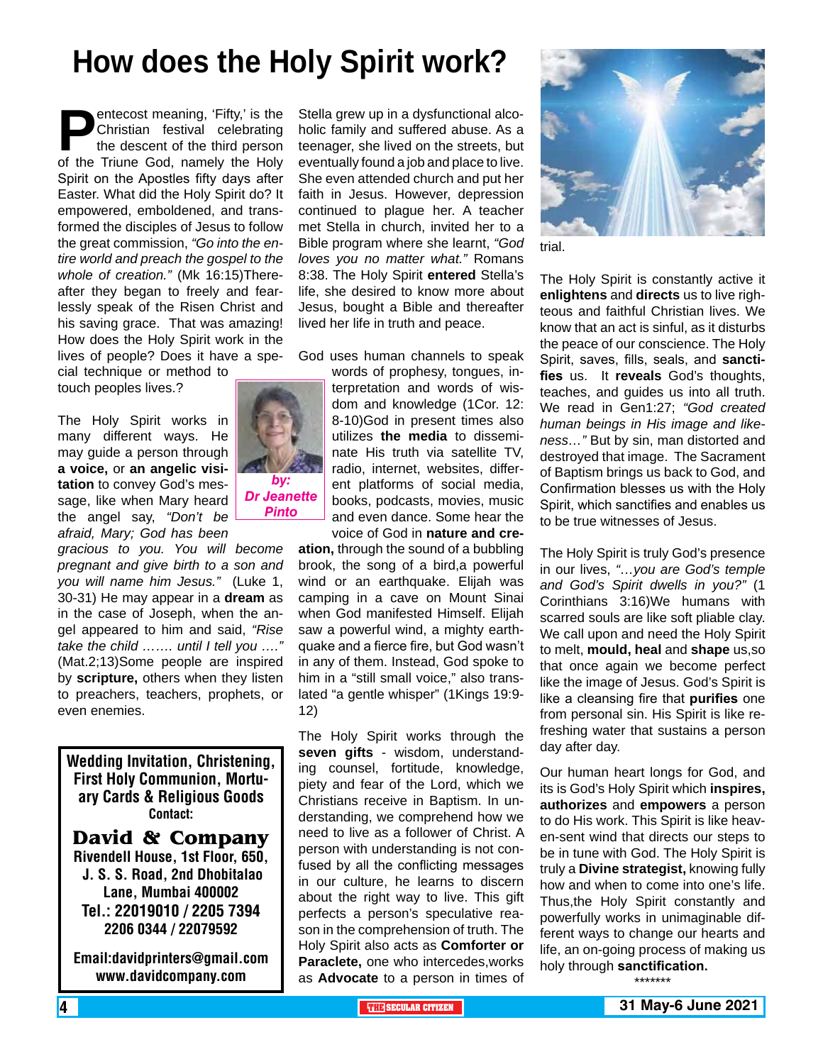# How does the Holy Spirit work?

**by: Dr Jeanette Pinto**

Pentecost meaning, 'Fifty,' is the Christian festival celebrating the descent of the third person of the Triune God, namely the Holy Spirit on the Apostles fifty days after Easter. What did the Holy Spirit do? It empowered, emboldened, and transformed the disciples of Jesus to follow the great commission, *"Go into the entire world and preach the gospel to the whole of creation."* (Mk 16:15)Thereafter they began to freely and fearlessly speak of the Risen Christ and his saving grace. That was amazing! How does the Holy Spirit work in the lives of people? Does it have a special technique or method to touch peoples lives.?

The Holy Spirit works in many different ways. He may guide a person through **a voice,** or **an angelic visitation** to convey God's message, like when Mary heard the angel say, *"Don't be afraid, Mary; God has been gracious to you. You will become pregnant and give birth to a son and you will name him Jesus."* (Luke 1, 30-31) He may appear in a **dream** as in the case of Joseph, when the angel appeared to him and said, *"Rise take the child ……. until I tell you …."* (Mat.2;13)Some people are inspired by **scripture,** others when they listen to preachers, teachers, prophets, or even enemies.

Stella grew up in a dysfunctional alcoholic family and suffered abuse. As a teenager, she lived on the streets, but eventually found a job and place to live. She even attended church and put her faith in Jesus. However, depression continued to plague her. A teacher met Stella in church, invited her to a Bible program where she learnt, *"God loves you no matter what."* Romans 8:38. The Holy Spirit **entered** Stella's life, she desired to know more about Jesus, bought a Bible and thereafter lived her life in truth and peace.

God uses human channels to speak words of prophesy, tongues, interpretation and words of wisdom and knowledge (1Cor. 12: 8-10)God in present times also utilizes **the media** to disseminate His truth via satellite TV, radio, internet, websites, different platforms of social media, books, podcasts, movies, music and even dance. Some hear the voice of God in **nature and creation,** through the sound of a bubbling brook, the song of a bird,a powerful wind or an earthquake. Elijah was camping in a cave on Mount Sinai when God manifested Himself. Elijah saw a powerful wind, a mighty earthquake and a fierce fire, but God wasn't in any of them. Instead, God spoke to him in a "still small voice," also translated "a gentle whisper" (1Kings 19:9-12)

The Holy Spirit works through the **seven gifts** - wisdom, understanding counsel, fortitude, knowledge, piety and fear of the Lord, which we Christians receive in Baptism. In understanding, we comprehend how we need to live as a follower of Christ. A person with understanding is not confused by all the conflicting messages in our culture, he learns to discern about the right way to live. This gift perfects a person's speculative reason in the comprehension of truth. The Holy Spirit also acts as **Comforter or Paraclete,** one who intercedes,works as **Advocate** to a person in times of trial.

The Holy Spirit is constantly active it **enlightens** and **directs** us to live righteous and faithful Christian lives. We know that an act is sinful, as it disturbs the peace of our conscience. The Holy Spirit, saves, fills, seals, and **sanctifies** us. It **reveals** God's thoughts, teaches, and guides us into all truth. We read in Gen1:27; *"God created human beings in His image and likeness…"* But by sin, man distorted and destroyed that image. The Sacrament of Baptism brings us back to God, and Confirmation blesses us with the Holy Spirit, which sanctifies and enables us to be true witnesses of Jesus.

The Holy Spirit is truly God's presence in our lives, *"…you are God's temple and God's Spirit dwells in you?"* (1 Corinthians 3:16)We humans with scarred souls are like soft pliable clay. We call upon and need the Holy Spirit to melt, **mould, heal** and **shape** us,so that once again we become perfect like the image of Jesus. God's Spirit is like a cleansing fire that **purifies** one from personal sin. His Spirit is like refreshing water that sustains a person day after day.

Our human heart longs for God, and its is God's Holy Spirit which **inspires, authorizes** and **empowers** a person to do His work. This Spirit is like heaven-sent wind that directs our steps to be in tune with God. The Holy Spirit is truly a **Divine strategist,** knowing fully how and when to come into one's life. Thus,the Holy Spirit constantly and powerfully works in unimaginable different ways to change our hearts and life, an on-going process of making us holy through **sanctification.**

\*\*\*\*\*\*\*

---

**Wedding Invitation, Christening, First Holy Communion, Mortuary Cards & Religious Goods**
**Contact:**

**David & Company**
**Rivendell House, 1st Floor, 650, J. S. S. Road, 2nd Dhobitalao Lane, Mumbai 400002**
**Tel.: 22019010 / 2205 7394 2206 0344 / 22079592**

**Email:davidprinters@gmail.com**
**www.davidcompany.com**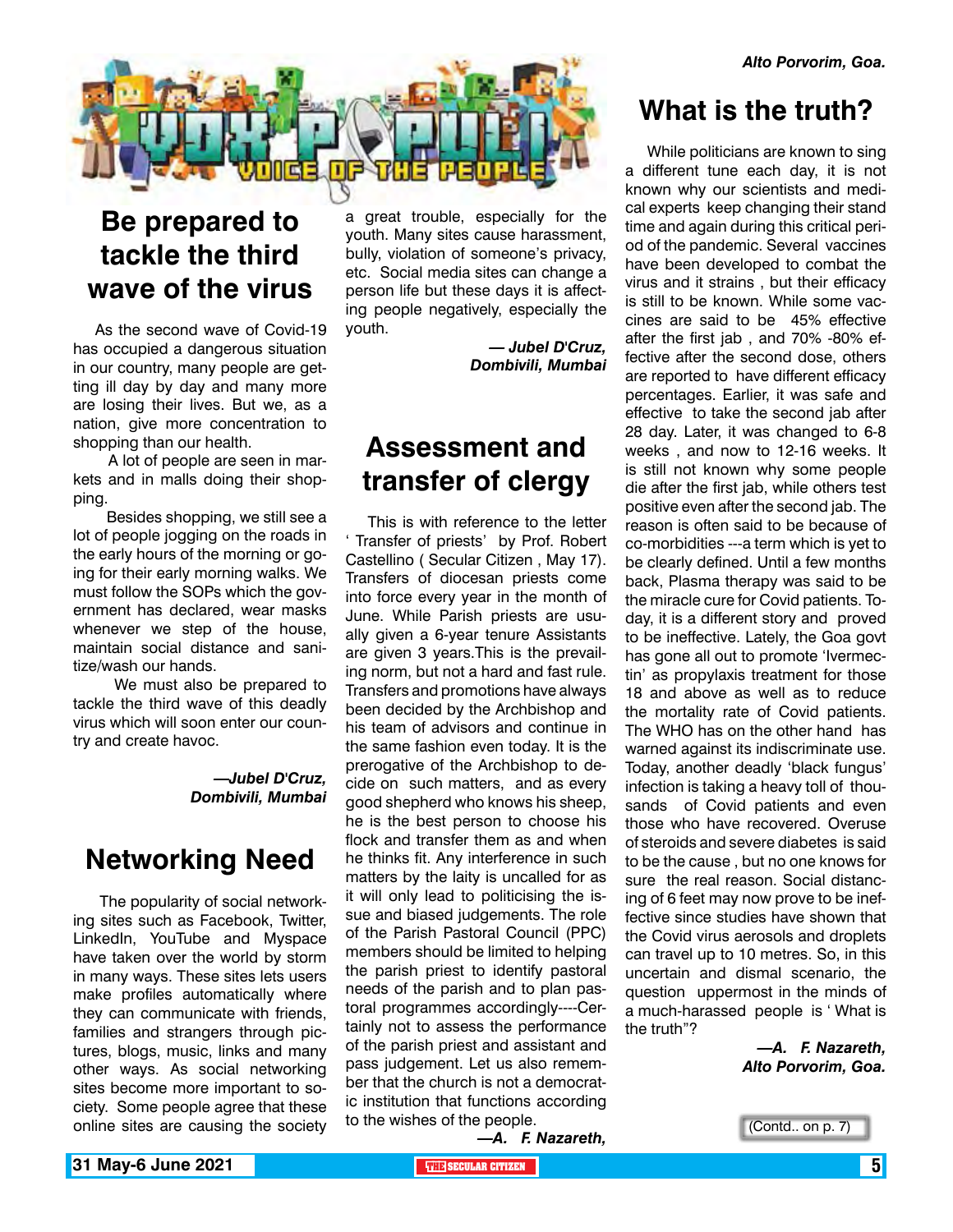Alto Porvorim, Goa.

# VOX POPULI
VOICE OF THE PEOPLE

## Be prepared to tackle the third wave of the virus

As the second wave of Covid-19 has occupied a dangerous situation in our country, many people are getting ill day by day and many more are losing their lives. But we, as a nation, give more concentration to shopping than our health.

A lot of people are seen in markets and in malls doing their shopping.

Besides shopping, we still see a lot of people jogging on the roads in the early hours of the morning or going for their early morning walks. We must follow the SOPs which the government has declared, wear masks whenever we step of the house, maintain social distance and sanitize/wash our hands.

We must also be prepared to tackle the third wave of this deadly virus which will soon enter our country and create havoc.

***—Jubel D'Cruz, Dombivili, Mumbai***

## Networking Need

The popularity of social networking sites such as Facebook, Twitter, LinkedIn, YouTube and Myspace have taken over the world by storm in many ways. These sites lets users make profiles automatically where they can communicate with friends, families and strangers through pictures, blogs, music, links and many other ways. As social networking sites become more important to society. Some people agree that these online sites are causing the society a great trouble, especially for the youth. Many sites cause harassment, bully, violation of someone's privacy, etc. Social media sites can change a person life but these days it is affecting people negatively, especially the youth.

***— Jubel D'Cruz, Dombivili, Mumbai***

## Assessment and transfer of clergy

This is with reference to the letter ' Transfer of priests' by Prof. Robert Castellino ( Secular Citizen , May 17). Transfers of diocesan priests come into force every year in the month of June. While Parish priests are usually given a 6-year tenure Assistants are given 3 years.This is the prevailing norm, but not a hard and fast rule. Transfers and promotions have always been decided by the Archbishop and his team of advisors and continue in the same fashion even today. It is the prerogative of the Archbishop to decide on such matters, and as every good shepherd who knows his sheep, he is the best person to choose his flock and transfer them as and when he thinks fit. Any interference in such matters by the laity is uncalled for as it will only lead to politicising the issue and biased judgements. The role of the Parish Pastoral Council (PPC) members should be limited to helping the parish priest to identify pastoral needs of the parish and to plan pastoral programmes accordingly----Certainly not to assess the performance of the parish priest and assistant and pass judgement. Let us also remember that the church is not a democratic institution that functions according to the wishes of the people.

***—A. F. Nazareth,***

## What is the truth?

While politicians are known to sing a different tune each day, it is not known why our scientists and medical experts keep changing their stand time and again during this critical period of the pandemic. Several vaccines have been developed to combat the virus and it strains , but their efficacy is still to be known. While some vaccines are said to be 45% effective after the first jab , and 70% -80% effective after the second dose, others are reported to have different efficacy percentages. Earlier, it was safe and effective to take the second jab after 28 day. Later, it was changed to 6-8 weeks , and now to 12-16 weeks. It is still not known why some people die after the first jab, while others test positive even after the second jab. The reason is often said to be because of co-morbidities ---a term which is yet to be clearly defined. Until a few months back, Plasma therapy was said to be the miracle cure for Covid patients. Today, it is a different story and proved to be ineffective. Lately, the Goa govt has gone all out to promote 'Ivermectin' as propylaxis treatment for those 18 and above as well as to reduce the mortality rate of Covid patients. The WHO has on the other hand has warned against its indiscriminate use. Today, another deadly 'black fungus' infection is taking a heavy toll of thousands of Covid patients and even those who have recovered. Overuse of steroids and severe diabetes is said to be the cause , but no one knows for sure the real reason. Social distancing of 6 feet may now prove to be ineffective since studies have shown that the Covid virus aerosols and droplets can travel up to 10 metres. So, in this uncertain and dismal scenario, the question uppermost in the minds of a much-harassed people is ' What is the truth"?

***—A. F. Nazareth, Alto Porvorim, Goa.***

(Contd.. on p. 7)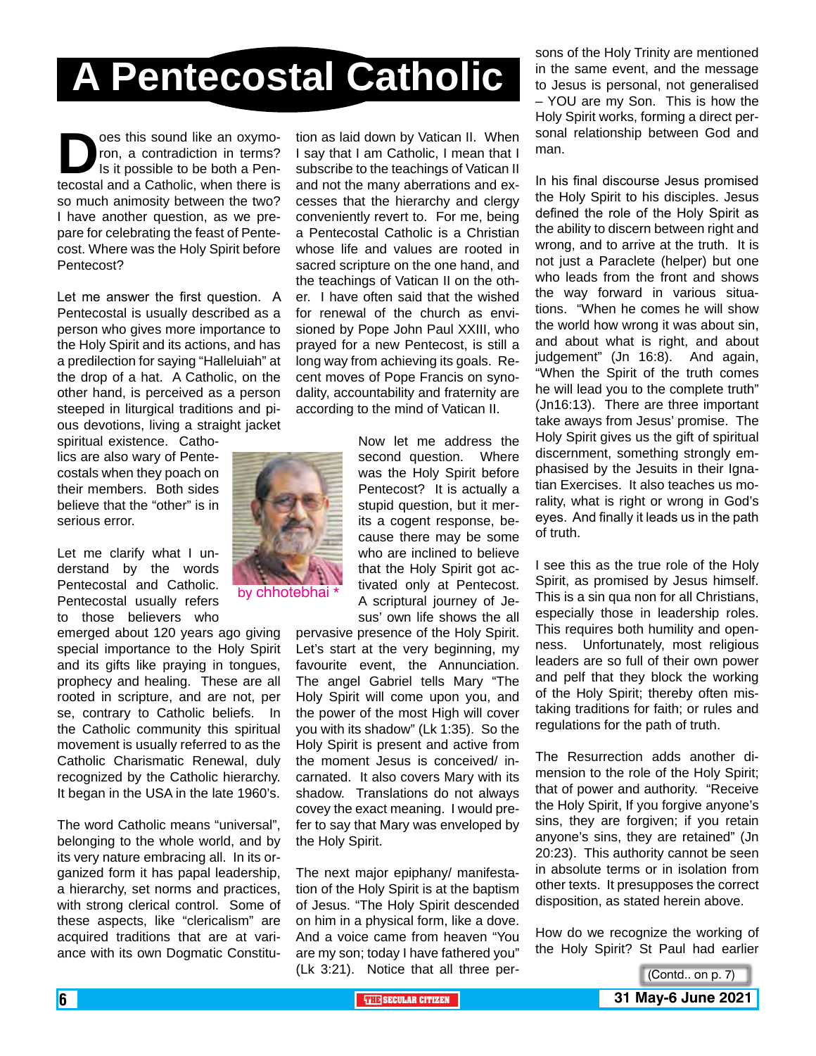# A Pentecostal Catholic

Does this sound like an oxymoron, a contradiction in terms? Is it possible to be both a Pentecostal and a Catholic, when there is so much animosity between the two? I have another question, as we prepare for celebrating the feast of Pentecost. Where was the Holy Spirit before Pentecost?

Let me answer the first question. A Pentecostal is usually described as a person who gives more importance to the Holy Spirit and its actions, and has a predilection for saying "Halleluiah" at the drop of a hat. A Catholic, on the other hand, is perceived as a person steeped in liturgical traditions and pious devotions, living a straight jacket spiritual existence. Catholics are also wary of Pentecostals when they poach on their members. Both sides believe that the "other" is in serious error.

Let me clarify what I understand by the words Pentecostal and Catholic. Pentecostal usually refers to those believers who emerged about 120 years ago giving special importance to the Holy Spirit and its gifts like praying in tongues, prophecy and healing. These are all rooted in scripture, and are not, per se, contrary to Catholic beliefs. In the Catholic community this spiritual movement is usually referred to as the Catholic Charismatic Renewal, duly recognized by the Catholic hierarchy. It began in the USA in the late 1960's.

The word Catholic means "universal", belonging to the whole world, and by its very nature embracing all. In its organized form it has papal leadership, a hierarchy, set norms and practices, with strong clerical control. Some of these aspects, like "clericalism" are acquired traditions that are at variance with its own Dogmatic Constitution as laid down by Vatican II. When I say that I am Catholic, I mean that I subscribe to the teachings of Vatican II and not the many aberrations and excesses that the hierarchy and clergy conveniently revert to. For me, being a Pentecostal Catholic is a Christian whose life and values are rooted in sacred scripture on the one hand, and the teachings of Vatican II on the other. I have often said that the wished for renewal of the church as envisioned by Pope John Paul XXIII, who prayed for a new Pentecost, is still a long way from achieving its goals. Recent moves of Pope Francis on synodality, accountability and fraternity are according to the mind of Vatican II.

by chhotebhai *

Now let me address the second question. Where was the Holy Spirit before Pentecost? It is actually a stupid question, but it merits a cogent response, because there may be some who are inclined to believe that the Holy Spirit got activated only at Pentecost. A scriptural journey of Jesus' own life shows the all pervasive presence of the Holy Spirit. Let's start at the very beginning, my favourite event, the Annunciation. The angel Gabriel tells Mary "The Holy Spirit will come upon you, and the power of the most High will cover you with its shadow" (Lk 1:35). So the Holy Spirit is present and active from the moment Jesus is conceived/ incarnated. It also covers Mary with its shadow. Translations do not always covey the exact meaning. I would prefer to say that Mary was enveloped by the Holy Spirit.

The next major epiphany/ manifestation of the Holy Spirit is at the baptism of Jesus. "The Holy Spirit descended on him in a physical form, like a dove. And a voice came from heaven "You are my son; today I have fathered you" (Lk 3:21). Notice that all three persons of the Holy Trinity are mentioned in the same event, and the message to Jesus is personal, not generalised – YOU are my Son. This is how the Holy Spirit works, forming a direct personal relationship between God and man.

In his final discourse Jesus promised the Holy Spirit to his disciples. Jesus defined the role of the Holy Spirit as the ability to discern between right and wrong, and to arrive at the truth. It is not just a Paraclete (helper) but one who leads from the front and shows the way forward in various situations. "When he comes he will show the world how wrong it was about sin, and about what is right, and about judgement" (Jn 16:8). And again, "When the Spirit of the truth comes he will lead you to the complete truth" (Jn16:13). There are three important take aways from Jesus' promise. The Holy Spirit gives us the gift of spiritual discernment, something strongly emphasised by the Jesuits in their Ignatian Exercises. It also teaches us morality, what is right or wrong in God's eyes. And finally it leads us in the path of truth.

I see this as the true role of the Holy Spirit, as promised by Jesus himself. This is a sin qua non for all Christians, especially those in leadership roles. This requires both humility and openness. Unfortunately, most religious leaders are so full of their own power and pelf that they block the working of the Holy Spirit; thereby often mistaking traditions for truth; or rules and regulations for the path of truth.

The Resurrection adds another dimension to the role of the Holy Spirit; that of power and authority. "Receive the Holy Spirit, If you forgive anyone's sins, they are forgiven; if you retain anyone's sins, they are retained" (Jn 20:23). This authority cannot be seen in absolute terms or in isolation from other texts. It presupposes the correct disposition, as stated herein above.

How do we recognize the working of the Holy Spirit? St Paul had earlier

(Contd.. on p. 7)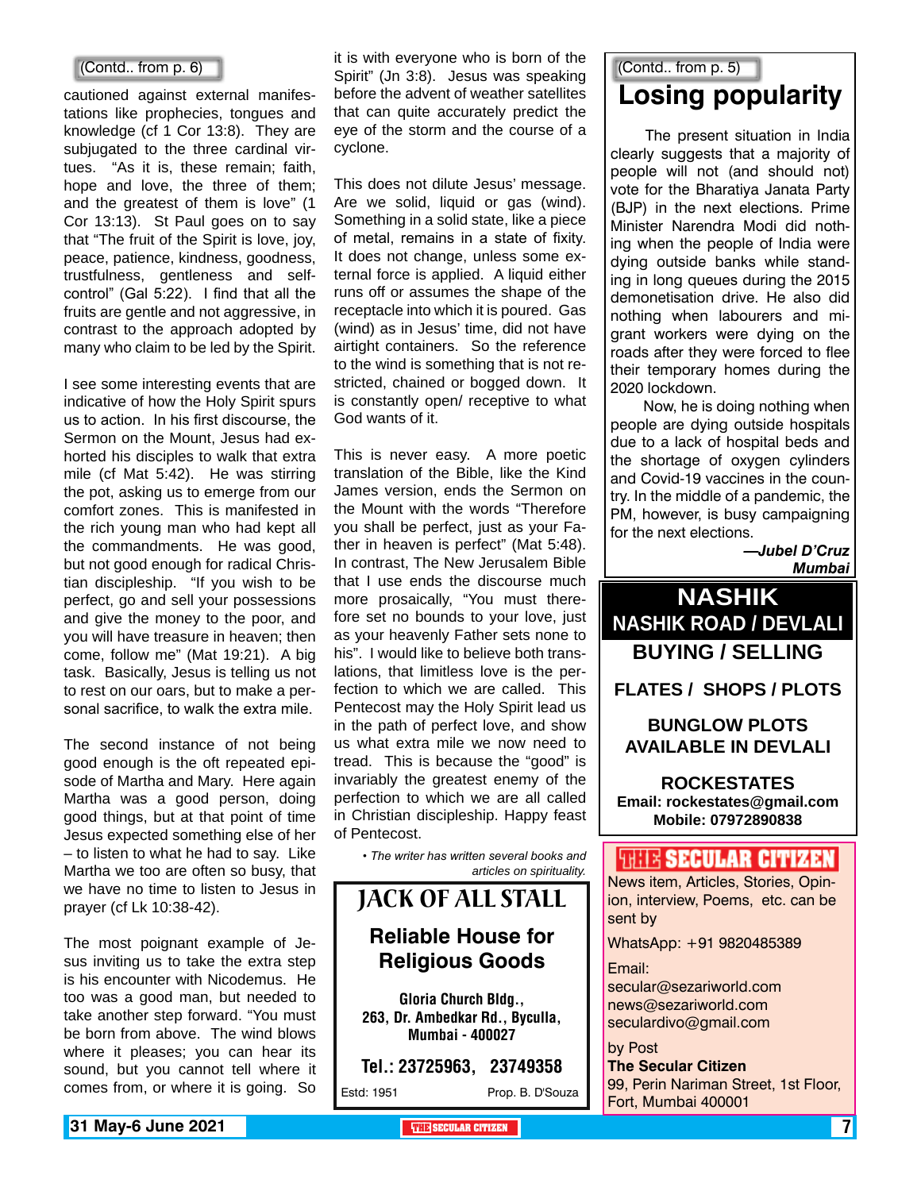(Contd.. from p. 6)

cautioned against external manifestations like prophecies, tongues and knowledge (cf 1 Cor 13:8). They are subjugated to the three cardinal virtues. "As it is, these remain; faith, hope and love, the three of them; and the greatest of them is love" (1 Cor 13:13). St Paul goes on to say that "The fruit of the Spirit is love, joy, peace, patience, kindness, goodness, trustfulness, gentleness and self-control" (Gal 5:22). I find that all the fruits are gentle and not aggressive, in contrast to the approach adopted by many who claim to be led by the Spirit.

I see some interesting events that are indicative of how the Holy Spirit spurs us to action. In his first discourse, the Sermon on the Mount, Jesus had exhorted his disciples to walk that extra mile (cf Mat 5:42). He was stirring the pot, asking us to emerge from our comfort zones. This is manifested in the rich young man who had kept all the commandments. He was good, but not good enough for radical Christian discipleship. "If you wish to be perfect, go and sell your possessions and give the money to the poor, and you will have treasure in heaven; then come, follow me" (Mat 19:21). A big task. Basically, Jesus is telling us not to rest on our oars, but to make a personal sacrifice, to walk the extra mile.

The second instance of not being good enough is the oft repeated episode of Martha and Mary. Here again Martha was a good person, doing good things, but at that point of time Jesus expected something else of her – to listen to what he had to say. Like Martha we too are often so busy, that we have no time to listen to Jesus in prayer (cf Lk 10:38-42).

The most poignant example of Jesus inviting us to take the extra step is his encounter with Nicodemus. He too was a good man, but needed to take another step forward. "You must be born from above. The wind blows where it pleases; you can hear its sound, but you cannot tell where it comes from, or where it is going. So it is with everyone who is born of the Spirit" (Jn 3:8). Jesus was speaking before the advent of weather satellites that can quite accurately predict the eye of the storm and the course of a cyclone.

This does not dilute Jesus' message. Are we solid, liquid or gas (wind). Something in a solid state, like a piece of metal, remains in a state of fixity. It does not change, unless some external force is applied. A liquid either runs off or assumes the shape of the receptacle into which it is poured. Gas (wind) as in Jesus' time, did not have airtight containers. So the reference to the wind is something that is not restricted, chained or bogged down. It is constantly open/ receptive to what God wants of it.

This is never easy. A more poetic translation of the Bible, like the King James version, ends the Sermon on the Mount with the words "Therefore you shall be perfect, just as your Father in heaven is perfect" (Mat 5:48). In contrast, The New Jerusalem Bible that I use ends the discourse much more prosaically, "You must therefore set no bounds to your love, just as your heavenly Father sets none to his". I would like to believe both translations, that limitless love is the perfection to which we are called. This Pentecost may the Holy Spirit lead us in the path of perfect love, and show us what extra mile we now need to tread. This is because the "good" is invariably the greatest enemy of the perfection to which we are all called in Christian discipleship. Happy feast of Pentecost.

*• The writer has written several books and articles on spirituality.*

---

# JACK OF ALL STALL

**Reliable House for Religious Goods**

**Gloria Church Bldg., 263, Dr. Ambedkar Rd., Byculla, Mumbai - 400027**

**Tel.: 23725963, 23749358**

Estd: 1951 Prop. B. D'Souza

---

(Contd.. from p. 5)

# Losing popularity

The present situation in India clearly suggests that a majority of people will not (and should not) vote for the Bharatiya Janata Party (BJP) in the next elections. Prime Minister Narendra Modi did nothing when the people of India were dying outside banks while standing in long queues during the 2015 demonetisation drive. He also did nothing when labourers and migrant workers were dying on the roads after they were forced to flee their temporary homes during the 2020 lockdown.

Now, he is doing nothing when people are dying outside hospitals due to a lack of hospital beds and the shortage of oxygen cylinders and Covid-19 vaccines in the country. In the middle of a pandemic, the PM, however, is busy campaigning for the next elections.

***—Jubel D'Cruz***
***Mumbai***

---

**NASHIK**
**NASHIK ROAD / DEVLALI**

**BUYING / SELLING**

**FLATES / SHOPS / PLOTS**

**BUNGLOW PLOTS AVAILABLE IN DEVLALI**

**ROCKESTATES**
**Email: rockestates@gmail.com**
**Mobile: 07972890838**

---

**THE SECULAR CITIZEN**

News item, Articles, Stories, Opinion, interview, Poems, etc. can be sent by

WhatsApp: +91 9820485389

Email:
secular@sezariworld.com
news@sezariworld.com
seculardivo@gmail.com

by Post
**The Secular Citizen**
99, Perin Nariman Street, 1st Floor, Fort, Mumbai 400001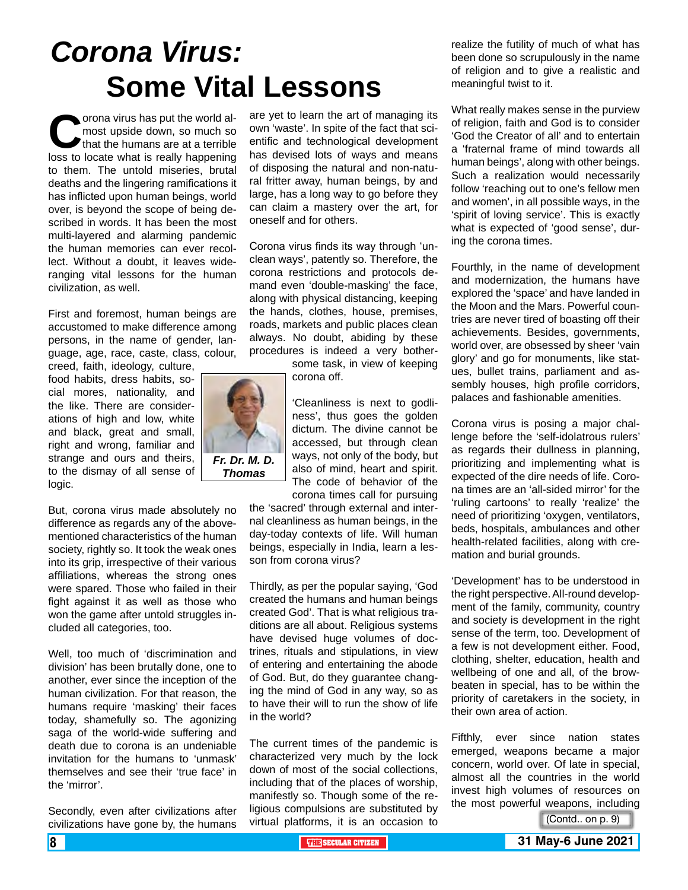# *Corona Virus:* Some Vital Lessons

*Fr. Dr. M. D. Thomas*

Corona virus has put the world almost upside down, so much so that the humans are at a terrible loss to locate what is really happening to them. The untold miseries, brutal deaths and the lingering ramifications it has inflicted upon human beings, world over, is beyond the scope of being described in words. It has been the most multi-layered and alarming pandemic the human memories can ever recollect. Without a doubt, it leaves wide-ranging vital lessons for the human civilization, as well.

First and foremost, human beings are accustomed to make difference among persons, in the name of gender, language, age, race, caste, class, colour, creed, faith, ideology, culture, food habits, dress habits, social mores, nationality, and the like. There are considerations of high and low, white and black, great and small, right and wrong, familiar and strange and ours and theirs, to the dismay of all sense of logic.

But, corona virus made absolutely no difference as regards any of the above-mentioned characteristics of the human society, rightly so. It took the weak ones into its grip, irrespective of their various affiliations, whereas the strong ones were spared. Those who failed in their fight against it as well as those who won the game after untold struggles included all categories, too.

Well, too much of 'discrimination and division' has been brutally done, one to another, ever since the inception of the human civilization. For that reason, the humans require 'masking' their faces today, shamefully so. The agonizing saga of the world-wide suffering and death due to corona is an undeniable invitation for the humans to 'unmask' themselves and see their 'true face' in the 'mirror'.

Secondly, even after civilizations after civilizations have gone by, the humans are yet to learn the art of managing its own 'waste'. In spite of the fact that scientific and technological development has devised lots of ways and means of disposing the natural and non-natural fritter away, human beings, by and large, has a long way to go before they can claim a mastery over the art, for oneself and for others.

Corona virus finds its way through 'unclean ways', patently so. Therefore, the corona restrictions and protocols demand even 'double-masking' the face, along with physical distancing, keeping the hands, clothes, house, premises, roads, markets and public places clean always. No doubt, abiding by these procedures is indeed a very bothersome task, in view of keeping corona off.

'Cleanliness is next to godliness', thus goes the golden dictum. The divine cannot be accessed, but through clean ways, not only of the body, but also of mind, heart and spirit. The code of behavior of the corona times call for pursuing the 'sacred' through external and internal cleanliness as human beings, in the day-today contexts of life. Will human beings, especially in India, learn a lesson from corona virus?

Thirdly, as per the popular saying, 'God created the humans and human beings created God'. That is what religious traditions are all about. Religious systems have devised huge volumes of doctrines, rituals and stipulations, in view of entering and entertaining the abode of God. But, do they guarantee changing the mind of God in any way, so as to have their will to run the show of life in the world?

The current times of the pandemic is characterized very much by the lock down of most of the social collections, including that of the places of worship, manifestly so. Though some of the religious compulsions are substituted by virtual platforms, it is an occasion to realize the futility of much of what has been done so scrupulously in the name of religion and to give a realistic and meaningful twist to it.

What really makes sense in the purview of religion, faith and God is to consider 'God the Creator of all' and to entertain a 'fraternal frame of mind towards all human beings', along with other beings. Such a realization would necessarily follow 'reaching out to one's fellow men and women', in all possible ways, in the 'spirit of loving service'. This is exactly what is expected of 'good sense', during the corona times.

Fourthly, in the name of development and modernization, the humans have explored the 'space' and have landed in the Moon and the Mars. Powerful countries are never tired of boasting off their achievements. Besides, governments, world over, are obsessed by sheer 'vain glory' and go for monuments, like statues, bullet trains, parliament and assembly houses, high profile corridors, palaces and fashionable amenities.

Corona virus is posing a major challenge before the 'self-idolatrous rulers' as regards their dullness in planning, prioritizing and implementing what is expected of the dire needs of life. Corona times are an 'all-sided mirror' for the 'ruling cartoons' to really 'realize' the need of prioritizing 'oxygen, ventilators, beds, hospitals, ambulances and other health-related facilities, along with cremation and burial grounds.

'Development' has to be understood in the right perspective. All-round development of the family, community, country and society is development in the right sense of the term, too. Development of a few is not development either. Food, clothing, shelter, education, health and wellbeing of one and all, of the brow-beaten in special, has to be within the priority of caretakers in the society, in their own area of action.

Fifthly, ever since nation states emerged, weapons became a major concern, world over. Of late in special, almost all the countries in the world invest high volumes of resources on the most powerful weapons, including

(Contd.. on p. 9)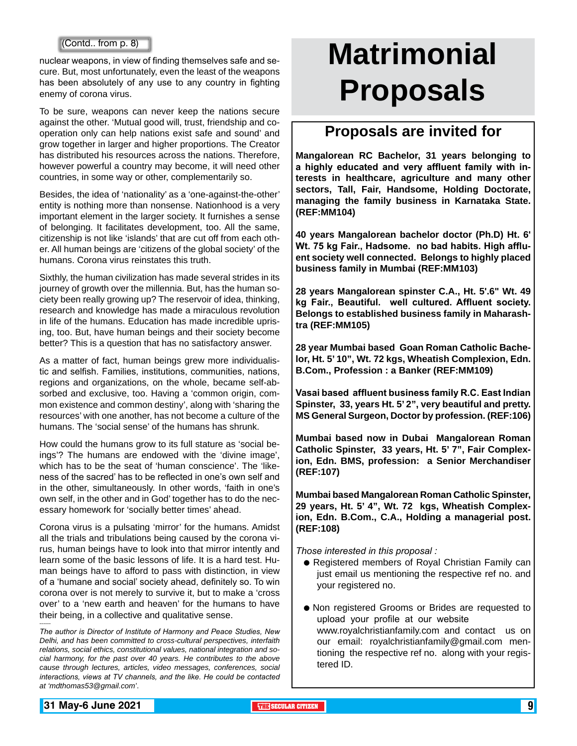(Contd.. from p. 8)

nuclear weapons, in view of finding themselves safe and secure. But, most unfortunately, even the least of the weapons has been absolutely of any use to any country in fighting enemy of corona virus.

To be sure, weapons can never keep the nations secure against the other. 'Mutual good will, trust, friendship and cooperation only can help nations exist safe and sound' and grow together in larger and higher proportions. The Creator has distributed his resources across the nations. Therefore, however powerful a country may become, it will need other countries, in some way or other, complementarily so.

Besides, the idea of 'nationality' as a 'one-against-the-other' entity is nothing more than nonsense. Nationhood is a very important element in the larger society. It furnishes a sense of belonging. It facilitates development, too. All the same, citizenship is not like 'islands' that are cut off from each other. All human beings are 'citizens of the global society' of the humans. Corona virus reinstates this truth.

Sixthly, the human civilization has made several strides in its journey of growth over the millennia. But, has the human society been really growing up? The reservoir of idea, thinking, research and knowledge has made a miraculous revolution in life of the humans. Education has made incredible uprising, too. But, have human beings and their society become better? This is a question that has no satisfactory answer.

As a matter of fact, human beings grew more individualistic and selfish. Families, institutions, communities, nations, regions and organizations, on the whole, became self-absorbed and exclusive, too. Having a 'common origin, common existence and common destiny', along with 'sharing the resources' with one another, has not become a culture of the humans. The 'social sense' of the humans has shrunk.

How could the humans grow to its full stature as 'social beings'? The humans are endowed with the 'divine image', which has to be the seat of 'human conscience'. The 'likeness of the sacred' has to be reflected in one's own self and in the other, simultaneously. In other words, 'faith in one's own self, in the other and in God' together has to do the necessary homework for 'socially better times' ahead.

Corona virus is a pulsating 'mirror' for the humans. Amidst all the trials and tribulations being caused by the corona virus, human beings have to look into that mirror intently and learn some of the basic lessons of life. It is a hard test. Human beings have to afford to pass with distinction, in view of a 'humane and social' society ahead, definitely so. To win corona over is not merely to survive it, but to make a 'cross over' to a 'new earth and heaven' for the humans to have their being, in a collective and qualitative sense.

------

*The author is Director of Institute of Harmony and Peace Studies, New Delhi, and has been committed to cross-cultural perspectives, interfaith relations, social ethics, constitutional values, national integration and social harmony, for the past over 40 years. He contributes to the above cause through lectures, articles, video messages, conferences, social interactions, views at TV channels, and the like. He could be contacted at 'mdthomas53@gmail.com'.*

# Matrimonial Proposals

## Proposals are invited for

**Mangalorean RC Bachelor, 31 years belonging to a highly educated and very affluent family with interests in healthcare, agriculture and many other sectors, Tall, Fair, Handsome, Holding Doctorate, managing the family business in Karnataka State. (REF:MM104)**

**40 years Mangalorean bachelor doctor (Ph.D) Ht. 6' Wt. 75 kg Fair., Hadsome. no bad habits. High affluent society well connected. Belongs to highly placed business family in Mumbai (REF:MM103)**

**28 years Mangalorean spinster C.A., Ht. 5'.6" Wt. 49 kg Fair., Beautiful. well cultured. Affluent society. Belongs to established business family in Maharashtra (REF:MM105)**

**28 year Mumbai based Goan Roman Catholic Bachelor, Ht. 5' 10", Wt. 72 kgs, Wheatish Complexion, Edn. B.Com., Profession : a Banker (REF:MM109)**

**Vasai based affluent business family R.C. East Indian Spinster, 33, years Ht. 5' 2", very beautiful and pretty. MS General Surgeon, Doctor by profession. (REF:106)**

**Mumbai based now in Dubai Mangalorean Roman Catholic Spinster, 33 years, Ht. 5' 7", Fair Complexion, Edn. BMS, profession: a Senior Merchandiser (REF:107)**

**Mumbai based Mangalorean Roman Catholic Spinster, 29 years, Ht. 5' 4", Wt. 72 kgs, Wheatish Complexion, Edn. B.Com., C.A., Holding a managerial post. (REF:108)**

*Those interested in this proposal :*

- Registered members of Royal Christian Family can just email us mentioning the respective ref no. and your registered no.
- Non registered Grooms or Brides are requested to upload your profile at our website www.royalchristianfamily.com and contact us on our email: royalchristianfamily@gmail.com mentioning the respective ref no. along with your registered ID.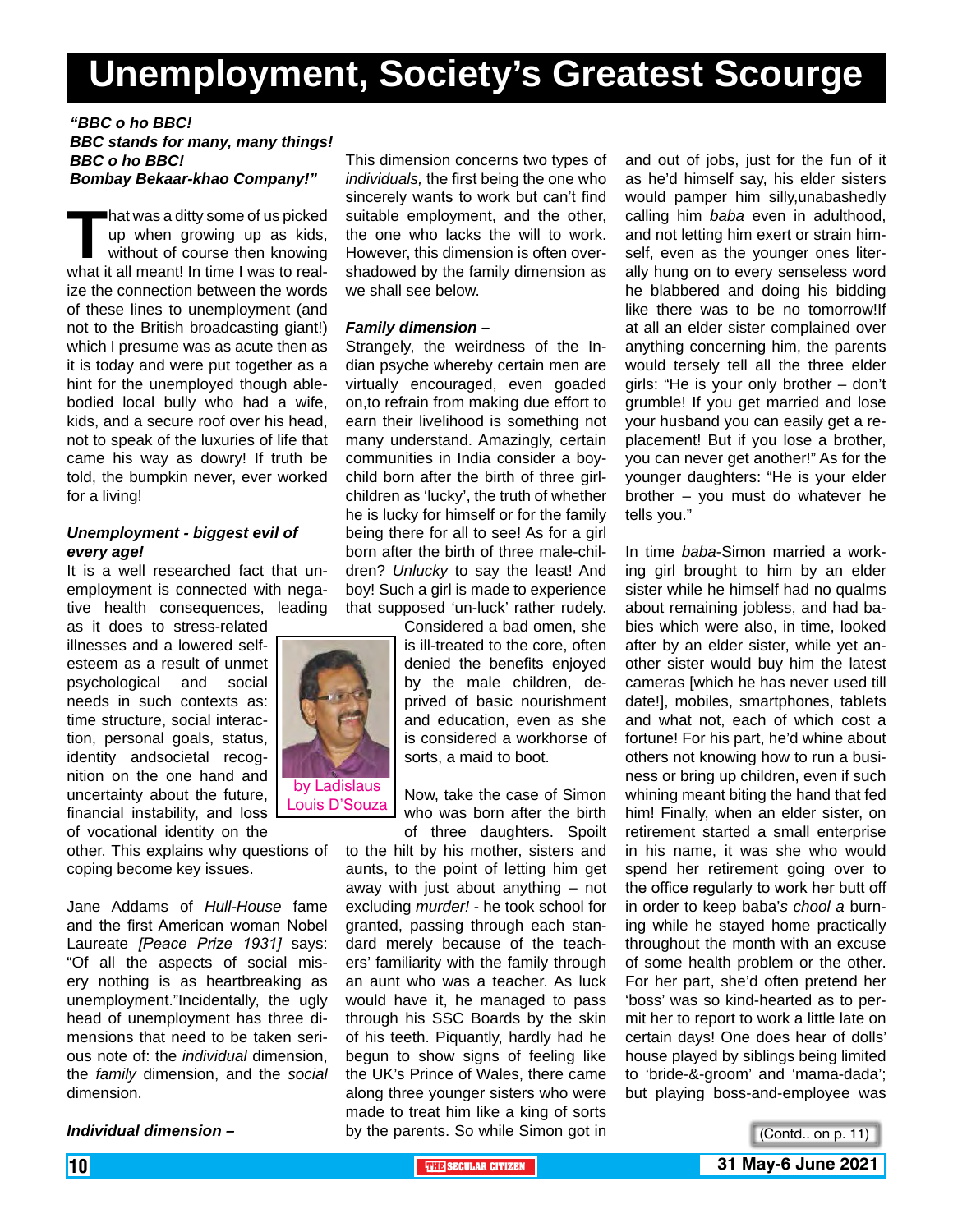# Unemployment, Society's Greatest Scourge

***"BBC o ho BBC!***
***BBC stands for many, many things!***
***BBC o ho BBC!***
***Bombay Bekaar-khao Company!"***

That was a ditty some of us picked up when growing up as kids, without of course then knowing what it all meant! In time I was to realize the connection between the words of these lines to unemployment (and not to the British broadcasting giant!) which I presume was as acute then as it is today and were put together as a hint for the unemployed though able-bodied local bully who had a wife, kids, and a secure roof over his head, not to speak of the luxuries of life that came his way as dowry! If truth be told, the bumpkin never, ever worked for a living!

***Unemployment - biggest evil of every age!***

It is a well researched fact that unemployment is connected with negative health consequences, leading as it does to stress-related illnesses and a lowered self-esteem as a result of unmet psychological and social needs in such contexts as: time structure, social interaction, personal goals, status, identity andsocietal recognition on the one hand and uncertainty about the future, financial instability, and loss of vocational identity on the other. This explains why questions of coping become key issues.

by Ladislaus Louis D'Souza

Jane Addams of *Hull-House* fame and the first American woman Nobel Laureate *[Peace Prize 1931]* says: "Of all the aspects of social misery nothing is as heartbreaking as unemployment."Incidentally, the ugly head of unemployment has three dimensions that need to be taken serious note of: the *individual* dimension, the *family* dimension, and the *social* dimension.

***Individual dimension –***

This dimension concerns two types of *individuals,* the first being the one who sincerely wants to work but can't find suitable employment, and the other, the one who lacks the will to work. However, this dimension is often overshadowed by the family dimension as we shall see below.

***Family dimension –***

Strangely, the weirdness of the Indian psyche whereby certain men are virtually encouraged, even goaded on,to refrain from making due effort to earn their livelihood is something not many understand. Amazingly, certain communities in India consider a boy-child born after the birth of three girl-children as 'lucky', the truth of whether he is lucky for himself or for the family being there for all to see! As for a girl born after the birth of three male-children? *Unlucky* to say the least! And boy! Such a girl is made to experience that supposed 'un-luck' rather rudely. Considered a bad omen, she is ill-treated to the core, often denied the benefits enjoyed by the male children, deprived of basic nourishment and education, even as she is considered a workhorse of sorts, a maid to boot.

Now, take the case of Simon who was born after the birth of three daughters. Spoilt to the hilt by his mother, sisters and aunts, to the point of letting him get away with just about anything – not excluding *murder!* - he took school for granted, passing through each standard merely because of the teachers' familiarity with the family through an aunt who was a teacher. As luck would have it, he managed to pass through his SSC Boards by the skin of his teeth. Piquantly, hardly had he begun to show signs of feeling like the UK's Prince of Wales, there came along three younger sisters who were made to treat him like a king of sorts by the parents. So while Simon got in and out of jobs, just for the fun of it as he'd himself say, his elder sisters would pamper him silly,unabashedly calling him *baba* even in adulthood, and not letting him exert or strain himself, even as the younger ones literally hung on to every senseless word he blabbered and doing his bidding like there was to be no tomorrow!If at all an elder sister complained over anything concerning him, the parents would tersely tell all the three elder girls: "He is your only brother – don't grumble! If you get married and lose your husband you can easily get a replacement! But if you lose a brother, you can never get another!" As for the younger daughters: "He is your elder brother – you must do whatever he tells you."

In time *baba*-Simon married a working girl brought to him by an elder sister while he himself had no qualms about remaining jobless, and had babies which were also, in time, looked after by an elder sister, while yet another sister would buy him the latest cameras [which he has never used till date!], mobiles, smartphones, tablets and what not, each of which cost a fortune! For his part, he'd whine about others not knowing how to run a business or bring up children, even if such whining meant biting the hand that fed him! Finally, when an elder sister, on retirement started a small enterprise in his name, it was she who would spend her retirement going over to the office regularly to work her butt off in order to keep baba'*s chool a* burning while he stayed home practically throughout the month with an excuse of some health problem or the other. For her part, she'd often pretend her 'boss' was so kind-hearted as to permit her to report to work a little late on certain days! One does hear of dolls' house played by siblings being limited to 'bride-&-groom' and 'mama-dada'; but playing boss-and-employee was

(Contd.. on p. 11)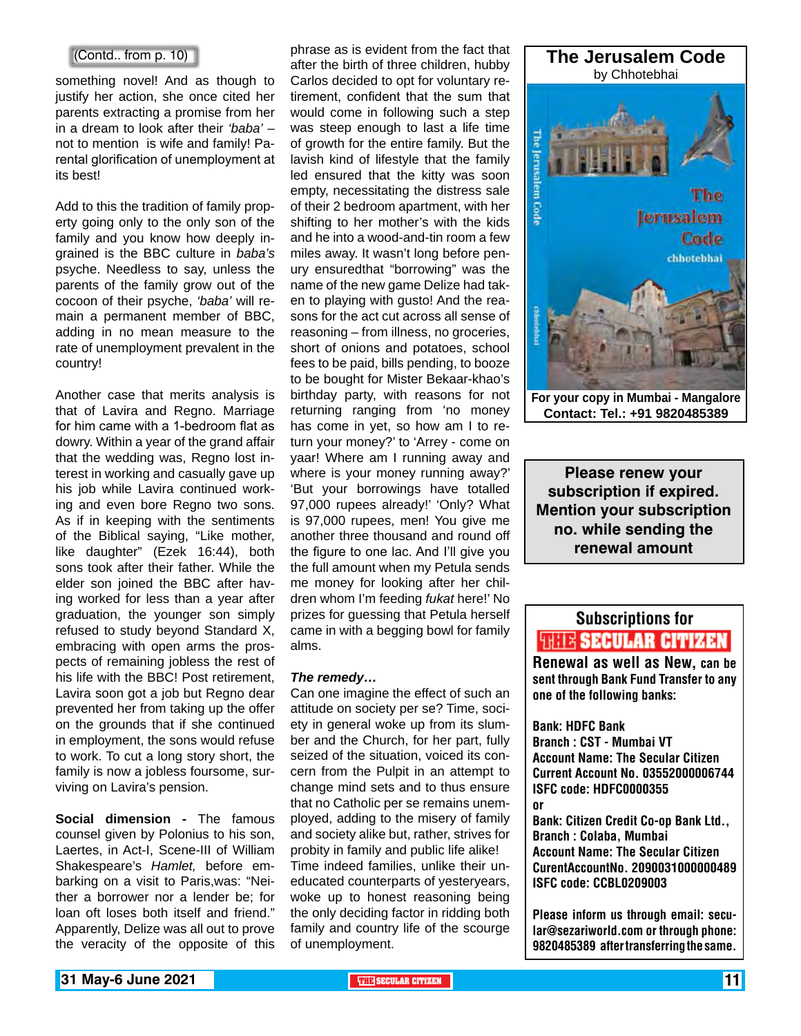(Contd.. from p. 10)

something novel! And as though to justify her action, she once cited her parents extracting a promise from her in a dream to look after their *'baba'* – not to mention is wife and family! Parental glorification of unemployment at its best!

Add to this the tradition of family property going only to the only son of the family and you know how deeply ingrained is the BBC culture in *baba's* psyche. Needless to say, unless the parents of the family grow out of the cocoon of their psyche, *'baba'* will remain a permanent member of BBC, adding in no mean measure to the rate of unemployment prevalent in the country!

Another case that merits analysis is that of Lavira and Regno. Marriage for him came with a 1-bedroom flat as dowry. Within a year of the grand affair that the wedding was, Regno lost interest in working and casually gave up his job while Lavira continued working and even bore Regno two sons. As if in keeping with the sentiments of the Biblical saying, "Like mother, like daughter" (Ezek 16:44), both sons took after their father. While the elder son joined the BBC after having worked for less than a year after graduation, the younger son simply refused to study beyond Standard X, embracing with open arms the prospects of remaining jobless the rest of his life with the BBC! Post retirement, Lavira soon got a job but Regno dear prevented her from taking up the offer on the grounds that if she continued in employment, the sons would refuse to work. To cut a long story short, the family is now a jobless foursome, surviving on Lavira's pension.

**Social dimension -** The famous counsel given by Polonius to his son, Laertes, in Act-I, Scene-III of William Shakespeare's *Hamlet,* before embarking on a visit to Paris,was: "Neither a borrower nor a lender be; for loan oft loses both itself and friend." Apparently, Delize was all out to prove the veracity of the opposite of this phrase as is evident from the fact that after the birth of three children, hubby Carlos decided to opt for voluntary retirement, confident that the sum that would come in following such a step was steep enough to last a life time of growth for the entire family. But the lavish kind of lifestyle that the family led ensured that the kitty was soon empty, necessitating the distress sale of their 2 bedroom apartment, with her shifting to her mother's with the kids and he into a wood-and-tin room a few miles away. It wasn't long before penury ensuredthat "borrowing" was the name of the new game Delize had taken to playing with gusto! And the reasons for the act cut across all sense of reasoning – from illness, no groceries, short of onions and potatoes, school fees to be paid, bills pending, to booze to be bought for Mister Bekaar-khao's birthday party, with reasons for not returning ranging from 'no money has come in yet, so how am I to return your money?' to 'Arrey - come on yaar! Where am I running away and where is your money running away?' 'But your borrowings have totalled 97,000 rupees already!' 'Only? What is 97,000 rupees, men! You give me another three thousand and round off the figure to one lac. And I'll give you the full amount when my Petula sends me money for looking after her children whom I'm feeding *fukat* here!' No prizes for guessing that Petula herself came in with a begging bowl for family alms.

***The remedy…***

Can one imagine the effect of such an attitude on society per se? Time, society in general woke up from its slumber and the Church, for her part, fully seized of the situation, voiced its concern from the Pulpit in an attempt to change mind sets and to thus ensure that no Catholic per se remains unemployed, adding to the misery of family and society alike but, rather, strives for probity in family and public life alike! Time indeed families, unlike their uneducated counterparts of yesteryears, woke up to honest reasoning being the only deciding factor in ridding both family and country life of the scourge of unemployment.

---

**The Jerusalem Code**
by Chhotebhai

**For your copy in Mumbai - Mangalore**
**Contact: Tel.: +91 9820485389**

---

**Please renew your subscription if expired. Mention your subscription no. while sending the renewal amount**

---

**Subscriptions for THE SECULAR CITIZEN**

**Renewal as well as New, can be sent through Bank Fund Transfer to any one of the following banks:**

**Bank: HDFC Bank**
**Branch : CST - Mumbai VT**
**Account Name: The Secular Citizen**
**Current Account No. 03552000006744**
**ISFC code: HDFC0000355**
**or**
**Bank: Citizen Credit Co-op Bank Ltd.,**
**Branch : Colaba, Mumbai**
**Account Name: The Secular Citizen**
**CurentAccountNo. 2090031000000489**
**ISFC code: CCBL0209003**

**Please inform us through email: secular@sezariworld.com or through phone: 9820485389 after transferring the same.**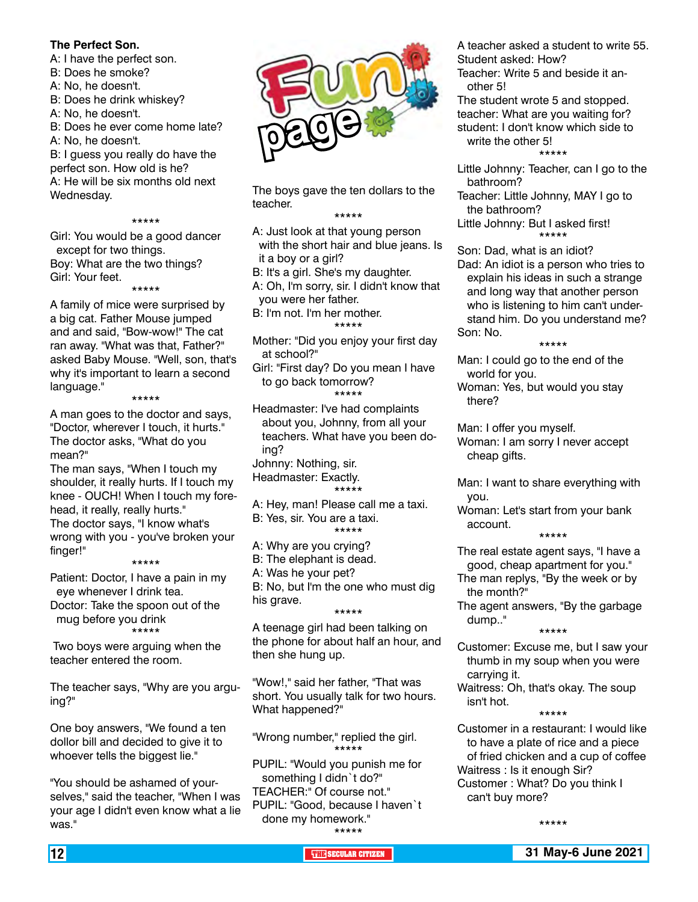# Fun page

**The Perfect Son.**

A: I have the perfect son.
B: Does he smoke?
A: No, he doesn't.
B: Does he drink whiskey?
A: No, he doesn't.
B: Does he ever come home late?
A: No, he doesn't.
B: I guess you really do have the perfect son. How old is he?
A: He will be six months old next Wednesday.

*****

Girl: You would be a good dancer except for two things.
Boy: What are the two things?
Girl: Your feet.

*****

A family of mice were surprised by a big cat. Father Mouse jumped and and said, "Bow-wow!" The cat ran away. "What was that, Father?" asked Baby Mouse. "Well, son, that's why it's important to learn a second language."

*****

A man goes to the doctor and says, "Doctor, wherever I touch, it hurts." The doctor asks, "What do you mean?"
The man says, "When I touch my shoulder, it really hurts. If I touch my knee - OUCH! When I touch my forehead, it really, really hurts."
The doctor says, "I know what's wrong with you - you've broken your finger!"

*****

Patient: Doctor, I have a pain in my eye whenever I drink tea.
Doctor: Take the spoon out of the mug before you drink

*****

Two boys were arguing when the teacher entered the room.

The teacher says, "Why are you arguing?"

One boy answers, "We found a ten dollor bill and decided to give it to whoever tells the biggest lie."

"You should be ashamed of yourselves," said the teacher, "When I was your age I didn't even know what a lie was."

The boys gave the ten dollars to the teacher.

*****

A: Just look at that young person with the short hair and blue jeans. Is it a boy or a girl?
B: It's a girl. She's my daughter.
A: Oh, I'm sorry, sir. I didn't know that you were her father.
B: I'm not. I'm her mother.

*****

Mother: "Did you enjoy your first day at school?"
Girl: "First day? Do you mean I have to go back tomorrow?

*****

Headmaster: I've had complaints about you, Johnny, from all your teachers. What have you been doing?
Johnny: Nothing, sir.
Headmaster: Exactly.

*****

A: Hey, man! Please call me a taxi.
B: Yes, sir. You are a taxi.

*****

A: Why are you crying?
B: The elephant is dead.
A: Was he your pet?
B: No, but I'm the one who must dig his grave.

*****

A teenage girl had been talking on the phone for about half an hour, and then she hung up.

"Wow!," said her father, "That was short. You usually talk for two hours. What happened?"

"Wrong number," replied the girl.

*****

PUPIL: "Would you punish me for something I didn`t do?"
TEACHER:" Of course not."
PUPIL: "Good, because I haven`t done my homework."

*****

A teacher asked a student to write 55.
Student asked: How?
Teacher: Write 5 and beside it another 5!
The student wrote 5 and stopped.
teacher: What are you waiting for?
student: I don't know which side to write the other 5!

*****

Little Johnny: Teacher, can I go to the bathroom?
Teacher: Little Johnny, MAY I go to the bathroom?
Little Johnny: But I asked first!

*****

Son: Dad, what is an idiot?
Dad: An idiot is a person who tries to explain his ideas in such a strange and long way that another person who is listening to him can't understand him. Do you understand me?
Son: No.

*****

Man: I could go to the end of the world for you.
Woman: Yes, but would you stay there?

Man: I offer you myself.
Woman: I am sorry I never accept cheap gifts.

Man: I want to share everything with you.
Woman: Let's start from your bank account.

*****

The real estate agent says, "I have a good, cheap apartment for you."
The man replys, "By the week or by the month?"
The agent answers, "By the garbage dump.."

*****

Customer: Excuse me, but I saw your thumb in my soup when you were carrying it.
Waitress: Oh, that's okay. The soup isn't hot.

*****

Customer in a restaurant: I would like to have a plate of rice and a piece of fried chicken and a cup of coffee
Waitress : Is it enough Sir?
Customer : What? Do you think I can't buy more?

*****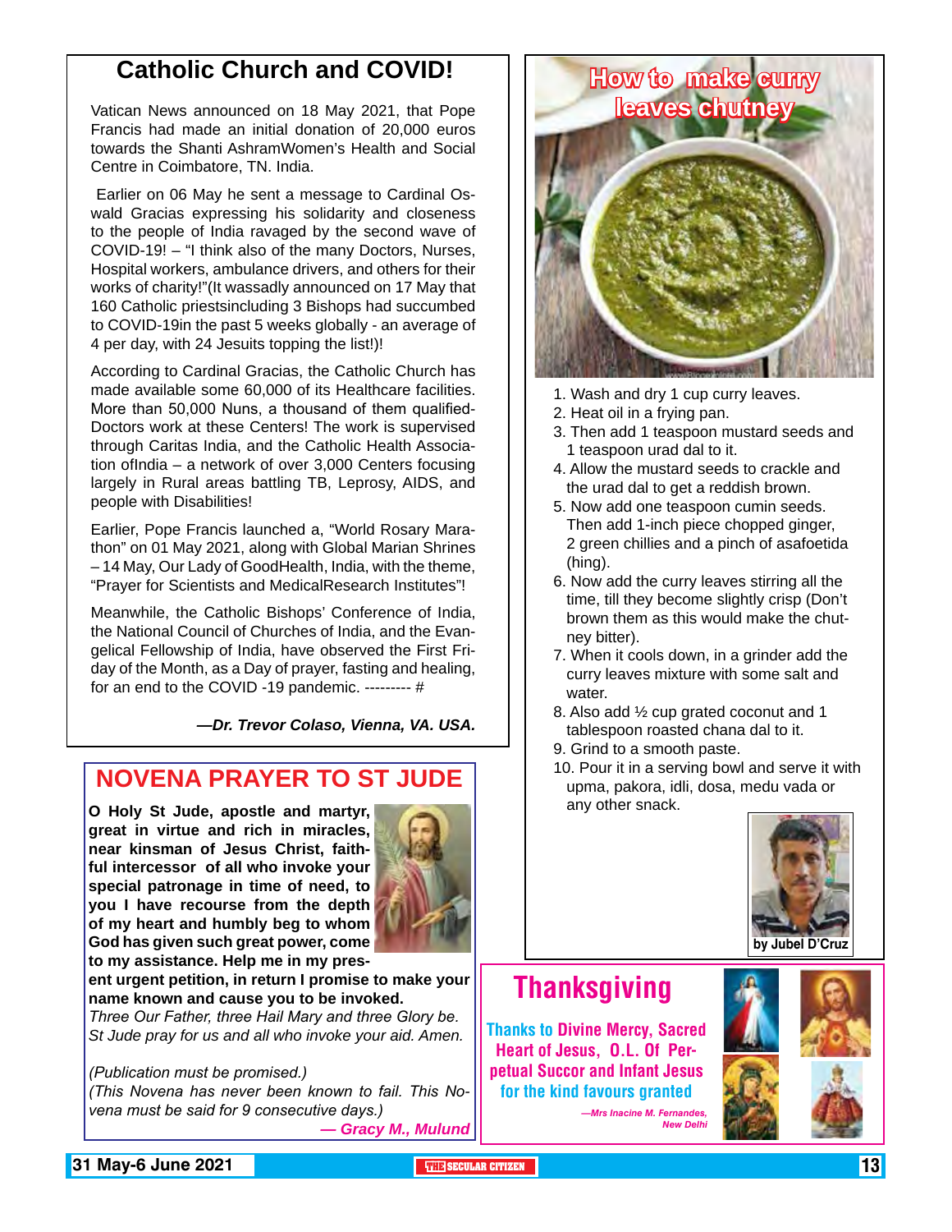# Catholic Church and COVID!

Vatican News announced on 18 May 2021, that Pope Francis had made an initial donation of 20,000 euros towards the Shanti AshramWomen's Health and Social Centre in Coimbatore, TN. India.

Earlier on 06 May he sent a message to Cardinal Oswald Gracias expressing his solidarity and closeness to the people of India ravaged by the second wave of COVID-19! – "I think also of the many Doctors, Nurses, Hospital workers, ambulance drivers, and others for their works of charity!"(It wassadly announced on 17 May that 160 Catholic priestsincluding 3 Bishops had succumbed to COVID-19in the past 5 weeks globally - an average of 4 per day, with 24 Jesuits topping the list!)!

According to Cardinal Gracias, the Catholic Church has made available some 60,000 of its Healthcare facilities. More than 50,000 Nuns, a thousand of them qualified-Doctors work at these Centers! The work is supervised through Caritas India, and the Catholic Health Association ofIndia – a network of over 3,000 Centers focusing largely in Rural areas battling TB, Leprosy, AIDS, and people with Disabilities!

Earlier, Pope Francis launched a, "World Rosary Marathon" on 01 May 2021, along with Global Marian Shrines – 14 May, Our Lady of GoodHealth, India, with the theme, "Prayer for Scientists and MedicalResearch Institutes"!

Meanwhile, the Catholic Bishops' Conference of India, the National Council of Churches of India, and the Evangelical Fellowship of India, have observed the First Friday of the Month, as a Day of prayer, fasting and healing, for an end to the COVID -19 pandemic. --------- #

***—Dr. Trevor Colaso, Vienna, VA. USA.***

# NOVENA PRAYER TO ST JUDE

**O Holy St Jude, apostle and martyr, great in virtue and rich in miracles, near kinsman of Jesus Christ, faithful intercessor of all who invoke your special patronage in time of need, to you I have recourse from the depth of my heart and humbly beg to whom God has given such great power, come to my assistance. Help me in my present urgent petition, in return I promise to make your name known and cause you to be invoked.**

*Three Our Father, three Hail Mary and three Glory be. St Jude pray for us and all who invoke your aid. Amen.*

*(Publication must be promised.)*
*(This Novena has never been known to fail. This Novena must be said for 9 consecutive days.)*

***— Gracy M., Mulund***

# How to make curry leaves chutney

1. Wash and dry 1 cup curry leaves.
2. Heat oil in a frying pan.
3. Then add 1 teaspoon mustard seeds and 1 teaspoon urad dal to it.
4. Allow the mustard seeds to crackle and the urad dal to get a reddish brown.
5. Now add one teaspoon cumin seeds. Then add 1-inch piece chopped ginger, 2 green chillies and a pinch of asafoetida (hing).
6. Now add the curry leaves stirring all the time, till they become slightly crisp (Don't brown them as this would make the chutney bitter).
7. When it cools down, in a grinder add the curry leaves mixture with some salt and water.
8. Also add ½ cup grated coconut and 1 tablespoon roasted chana dal to it.
9. Grind to a smooth paste.
10. Pour it in a serving bowl and serve it with upma, pakora, idli, dosa, medu vada or any other snack.

**by Jubel D'Cruz**

# Thanksgiving

Thanks to Divine Mercy, Sacred Heart of Jesus, O.L. Of Perpetual Succor and Infant Jesus for the kind favours granted

***—Mrs Inacine M. Fernandes, New Delhi***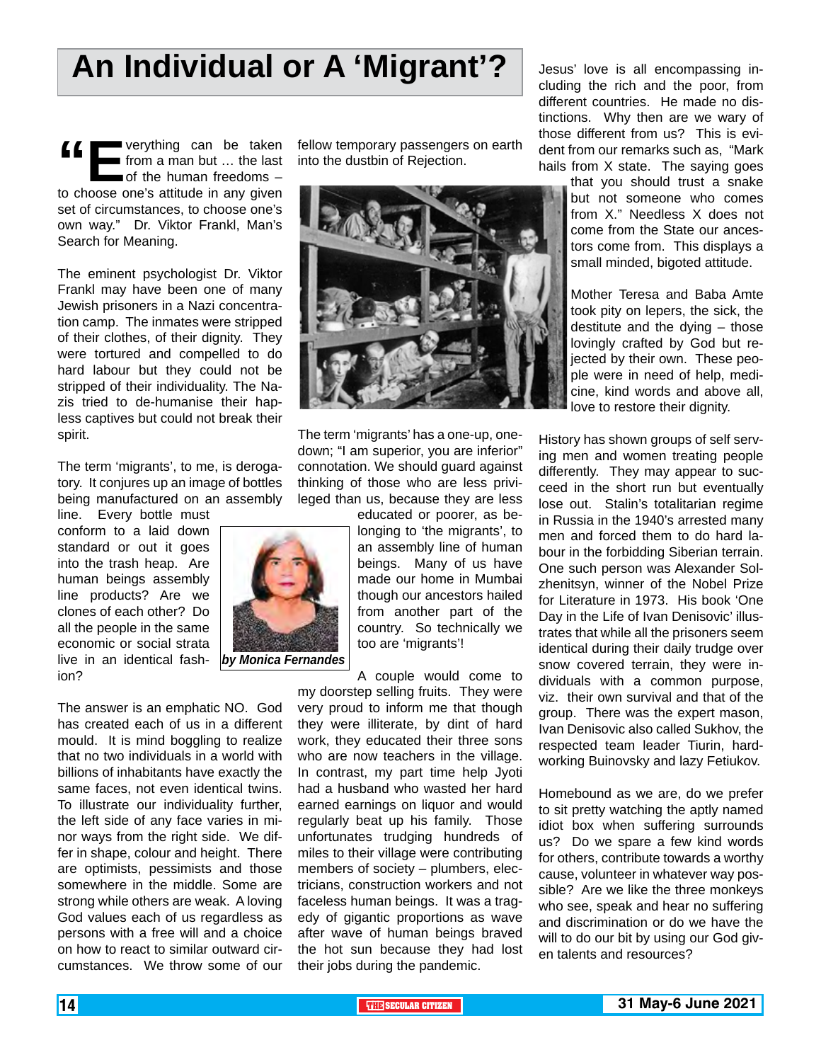# An Individual or A 'Migrant'?

"Everything can be taken from a man but … the last of the human freedoms – to choose one's attitude in any given set of circumstances, to choose one's own way." Dr. Viktor Frankl, Man's Search for Meaning.

The eminent psychologist Dr. Viktor Frankl may have been one of many Jewish prisoners in a Nazi concentration camp. The inmates were stripped of their clothes, of their dignity. They were tortured and compelled to do hard labour but they could not be stripped of their individuality. The Nazis tried to de-humanise their hapless captives but could not break their spirit.

The term 'migrants', to me, is derogatory. It conjures up an image of bottles being manufactured on an assembly line. Every bottle must conform to a laid down standard or out it goes into the trash heap. Are human beings assembly line products? Are we clones of each other? Do all the people in the same economic or social strata live in an identical fashion?

*by Monica Fernandes*

The answer is an emphatic NO. God has created each of us in a different mould. It is mind boggling to realize that no two individuals in a world with billions of inhabitants have exactly the same faces, not even identical twins. To illustrate our individuality further, the left side of any face varies in minor ways from the right side. We differ in shape, colour and height. There are optimists, pessimists and those somewhere in the middle. Some are strong while others are weak. A loving God values each of us regardless as persons with a free will and a choice on how to react to similar outward circumstances. We throw some of our fellow temporary passengers on earth into the dustbin of Rejection.

The term 'migrants' has a one-up, one-down; "I am superior, you are inferior" connotation. We should guard against thinking of those who are less privileged than us, because they are less educated or poorer, as belonging to 'the migrants', to an assembly line of human beings. Many of us have made our home in Mumbai though our ancestors hailed from another part of the country. So technically we too are 'migrants'!

A couple would come to my doorstep selling fruits. They were very proud to inform me that though they were illiterate, by dint of hard work, they educated their three sons who are now teachers in the village. In contrast, my part time help Jyoti had a husband who wasted her hard earned earnings on liquor and would regularly beat up his family. Those unfortunates trudging hundreds of miles to their village were contributing members of society – plumbers, electricians, construction workers and not faceless human beings. It was a tragedy of gigantic proportions as wave after wave of human beings braved the hot sun because they had lost their jobs during the pandemic.

Jesus' love is all encompassing including the rich and the poor, from different countries. He made no distinctions. Why then are we wary of those different from us? This is evident from our remarks such as, "Mark hails from X state. The saying goes that you should trust a snake but not someone who comes from X." Needless X does not come from the State our ancestors come from. This displays a small minded, bigoted attitude.

Mother Teresa and Baba Amte took pity on lepers, the sick, the destitute and the dying – those lovingly crafted by God but rejected by their own. These people were in need of help, medicine, kind words and above all, love to restore their dignity.

History has shown groups of self serving men and women treating people differently. They may appear to succeed in the short run but eventually lose out. Stalin's totalitarian regime in Russia in the 1940's arrested many men and forced them to do hard labour in the forbidding Siberian terrain. One such person was Alexander Solzhenitsyn, winner of the Nobel Prize for Literature in 1973. His book 'One Day in the Life of Ivan Denisovic' illustrates that while all the prisoners seem identical during their daily trudge over snow covered terrain, they were individuals with a common purpose, viz. their own survival and that of the group. There was the expert mason, Ivan Denisovic also called Sukhov, the respected team leader Tiurin, hardworking Buinovsky and lazy Fetiukov.

Homebound as we are, do we prefer to sit pretty watching the aptly named idiot box when suffering surrounds us? Do we spare a few kind words for others, contribute towards a worthy cause, volunteer in whatever way possible? Are we like the three monkeys who see, speak and hear no suffering and discrimination or do we have the will to do our bit by using our God given talents and resources?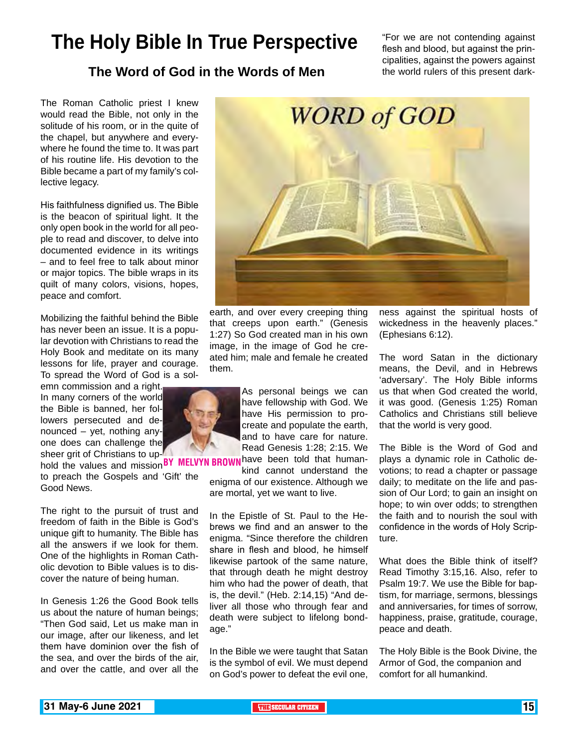# The Holy Bible In True Perspective

## The Word of God in the Words of Men

BY MELVYN BROWN

The Roman Catholic priest I knew would read the Bible, not only in the solitude of his room, or in the quite of the chapel, but anywhere and everywhere he found the time to. It was part of his routine life. His devotion to the Bible became a part of my family's collective legacy.

His faithfulness dignified us. The Bible is the beacon of spiritual light. It the only open book in the world for all people to read and discover, to delve into documented evidence in its writings – and to feel free to talk about minor or major topics. The bible wraps in its quilt of many colors, visions, hopes, peace and comfort.

Mobilizing the faithful behind the Bible has never been an issue. It is a popular devotion with Christians to read the Holy Book and meditate on its many lessons for life, prayer and courage. To spread the Word of God is a solemn commission and a right. In many corners of the world the Bible is banned, her followers persecuted and denounced – yet, nothing anyone does can challenge the sheer grit of Christians to uphold the values and mission to preach the Gospels and 'Gift' the Good News.

The right to the pursuit of trust and freedom of faith in the Bible is God's unique gift to humanity. The Bible has all the answers if we look for them. One of the highlights in Roman Catholic devotion to Bible values is to discover the nature of being human.

In Genesis 1:26 the Good Book tells us about the nature of human beings; "Then God said, Let us make man in our image, after our likeness, and let them have dominion over the fish of the sea, and over the birds of the air, and over the cattle, and over all the earth, and over every creeping thing that creeps upon earth." (Genesis 1:27) So God created man in his own image, in the image of God he created him; male and female he created them.

As personal beings we can have fellowship with God. We have His permission to procreate and populate the earth, and to have care for nature. Read Genesis 1:28; 2:15. We have been told that humankind cannot understand the enigma of our existence. Although we are mortal, yet we want to live.

In the Epistle of St. Paul to the Hebrews we find and an answer to the enigma. "Since therefore the children share in flesh and blood, he himself likewise partook of the same nature, that through death he might destroy him who had the power of death, that is, the devil." (Heb. 2:14,15) "And deliver all those who through fear and death were subject to lifelong bondage."

In the Bible we were taught that Satan is the symbol of evil. We must depend on God's power to defeat the evil one, "For we are not contending against flesh and blood, but against the principalities, against the powers against the world rulers of this present darkness against the spiritual hosts of wickedness in the heavenly places." (Ephesians 6:12).

The word Satan in the dictionary means, the Devil, and in Hebrews 'adversary'. The Holy Bible informs us that when God created the world, it was good. (Genesis 1:25) Roman Catholics and Christians still believe that the world is very good.

The Bible is the Word of God and plays a dynamic role in Catholic devotions; to read a chapter or passage daily; to meditate on the life and passion of Our Lord; to gain an insight on hope; to win over odds; to strengthen the faith and to nourish the soul with confidence in the words of Holy Scripture.

What does the Bible think of itself? Read Timothy 3:15,16. Also, refer to Psalm 19:7. We use the Bible for baptism, for marriage, sermons, blessings and anniversaries, for times of sorrow, happiness, praise, gratitude, courage, peace and death.

The Holy Bible is the Book Divine, the Armor of God, the companion and comfort for all humankind.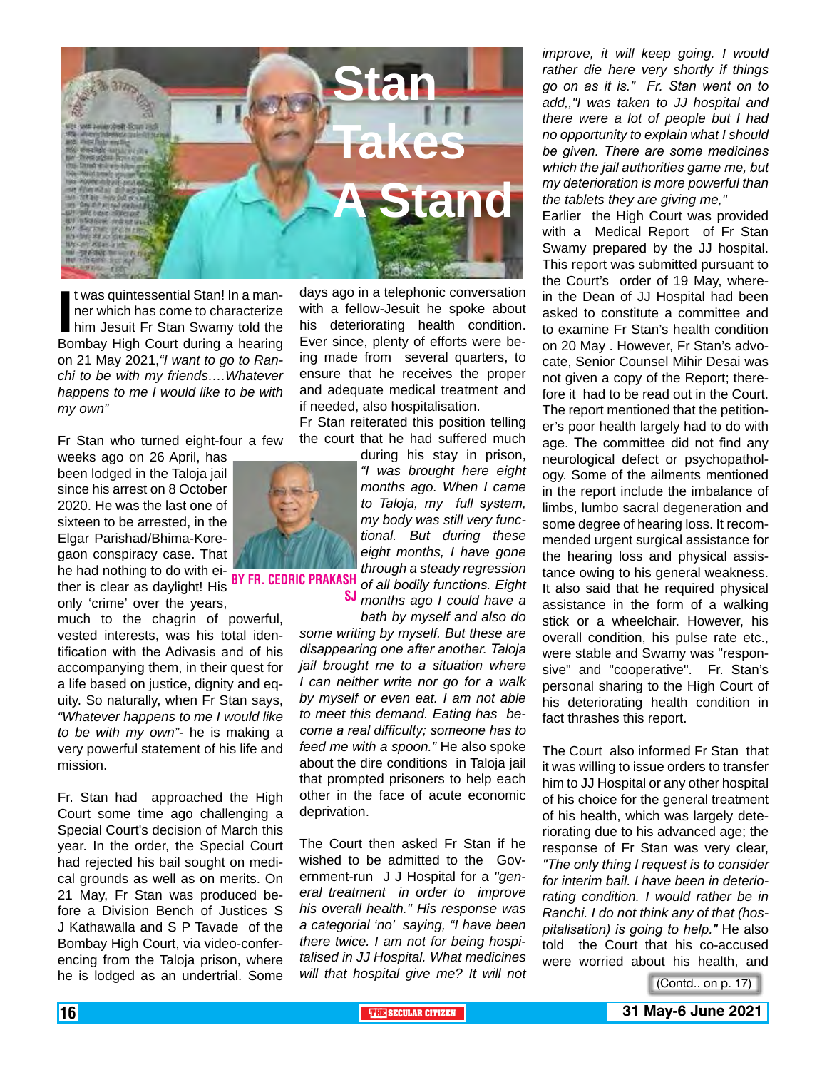# Stan Takes A Stand

**BY FR. CEDRIC PRAKASH SJ**

It was quintessential Stan! In a manner which has come to characterize him Jesuit Fr Stan Swamy told the Bombay High Court during a hearing on 21 May 2021,*"I want to go to Ranchi to be with my friends….Whatever happens to me I would like to be with my own"*

Fr Stan who turned eight-four a few weeks ago on 26 April, has been lodged in the Taloja jail since his arrest on 8 October 2020. He was the last one of sixteen to be arrested, in the Elgar Parishad/Bhima-Koregaon conspiracy case. That he had nothing to do with either is clear as daylight! His only 'crime' over the years, much to the chagrin of powerful, vested interests, was his total identification with the Adivasis and of his accompanying them, in their quest for a life based on justice, dignity and equity. So naturally, when Fr Stan says, *"Whatever happens to me I would like to be with my own"*- he is making a very powerful statement of his life and mission.

Fr. Stan had approached the High Court some time ago challenging a Special Court's decision of March this year. In the order, the Special Court had rejected his bail sought on medical grounds as well as on merits. On 21 May, Fr Stan was produced before a Division Bench of Justices S J Kathawalla and S P Tavade of the Bombay High Court, via video-conferencing from the Taloja prison, where he is lodged as an undertrial. Some days ago in a telephonic conversation with a fellow-Jesuit he spoke about his deteriorating health condition. Ever since, plenty of efforts were being made from several quarters, to ensure that he receives the proper and adequate medical treatment and if needed, also hospitalisation.

Fr Stan reiterated this position telling the court that he had suffered much during his stay in prison, *"I was brought here eight months ago. When I came to Taloja, my full system, my body was still very functional. But during these eight months, I have gone through a steady regression of all bodily functions. Eight months ago I could have a bath by myself and also do some writing by myself. But these are disappearing one after another. Taloja jail brought me to a situation where I can neither write nor go for a walk by myself or even eat. I am not able to meet this demand. Eating has become a real difficulty; someone has to feed me with a spoon."* He also spoke about the dire conditions in Taloja jail that prompted prisoners to help each other in the face of acute economic deprivation.

The Court then asked Fr Stan if he wished to be admitted to the Government-run J J Hospital for a *"general treatment in order to improve his overall health."* His response was a categorial 'no' saying, *"I have been there twice. I am not for being hospitalised in JJ Hospital. What medicines will that hospital give me? It will not improve, it will keep going. I would rather die here very shortly if things go on as it is." Fr. Stan went on to add,,"I was taken to JJ hospital and there were a lot of people but I had no opportunity to explain what I should be given. There are some medicines which the jail authorities game me, but my deterioration is more powerful than the tablets they are giving me,"*

Earlier the High Court was provided with a Medical Report of Fr Stan Swamy prepared by the JJ hospital. This report was submitted pursuant to the Court's order of 19 May, wherein the Dean of JJ Hospital had been asked to constitute a committee and to examine Fr Stan's health condition on 20 May . However, Fr Stan's advocate, Senior Counsel Mihir Desai was not given a copy of the Report; therefore it had to be read out in the Court. The report mentioned that the petitioner's poor health largely had to do with age. The committee did not find any neurological defect or psychopathology. Some of the ailments mentioned in the report include the imbalance of limbs, lumbo sacral degeneration and some degree of hearing loss. It recommended urgent surgical assistance for the hearing loss and physical assistance owing to his general weakness. It also said that he required physical assistance in the form of a walking stick or a wheelchair. However, his overall condition, his pulse rate etc., were stable and Swamy was "responsive" and "cooperative". Fr. Stan's personal sharing to the High Court of his deteriorating health condition in fact thrashes this report.

The Court also informed Fr Stan that it was willing to issue orders to transfer him to JJ Hospital or any other hospital of his choice for the general treatment of his health, which was largely deteriorating due to his advanced age; the response of Fr Stan was very clear, *"The only thing I request is to consider for interim bail. I have been in deteriorating condition. I would rather be in Ranchi. I do not think any of that (hospitalisation) is going to help."* He also told the Court that his co-accused were worried about his health, and

(Contd.. on p. 17)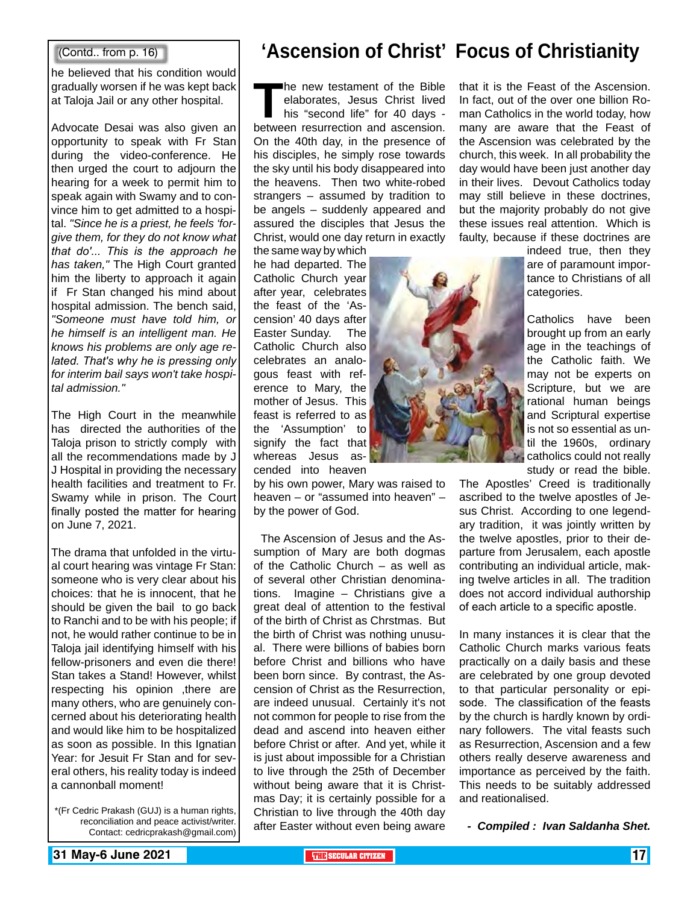(Contd.. from p. 16)

he believed that his condition would gradually worsen if he was kept back at Taloja Jail or any other hospital.

Advocate Desai was also given an opportunity to speak with Fr Stan during the video-conference. He then urged the court to adjourn the hearing for a week to permit him to speak again with Swamy and to convince him to get admitted to a hospital. *"Since he is a priest, he feels 'forgive them, for they do not know what that do'... This is the approach he has taken,"* The High Court granted him the liberty to approach it again if Fr Stan changed his mind about hospital admission. The bench said, *"Someone must have told him, or he himself is an intelligent man. He knows his problems are only age related. That's why he is pressing only for interim bail says won't take hospital admission."*

The High Court in the meanwhile has directed the authorities of the Taloja prison to strictly comply with all the recommendations made by J J Hospital in providing the necessary health facilities and treatment to Fr. Swamy while in prison. The Court finally posted the matter for hearing on June 7, 2021.

The drama that unfolded in the virtual court hearing was vintage Fr Stan: someone who is very clear about his choices: that he is innocent, that he should be given the bail to go back to Ranchi and to be with his people; if not, he would rather continue to be in Taloja jail identifying himself with his fellow-prisoners and even die there! Stan takes a Stand! However, whilst respecting his opinion ,there are many others, who are genuinely concerned about his deteriorating health and would like him to be hospitalized as soon as possible. In this Ignatian Year: for Jesuit Fr Stan and for several others, his reality today is indeed a cannonball moment!

*(Fr Cedric Prakash (GUJ) is a human rights, reconciliation and peace activist/writer. Contact: cedricprakash@gmail.com)

# 'Ascension of Christ' Focus of Christianity

The new testament of the Bible elaborates, Jesus Christ lived his "second life" for 40 days - between resurrection and ascension. On the 40th day, in the presence of his disciples, he simply rose towards the sky until his body disappeared into the heavens. Then two white-robed strangers – assumed by tradition to be angels – suddenly appeared and assured the disciples that Jesus the Christ, would one day return in exactly the same way by which he had departed. The Catholic Church year after year, celebrates the feast of the 'Ascension' 40 days after Easter Sunday. The Catholic Church also celebrates an analogous feast with reference to Mary, the mother of Jesus. This feast is referred to as the 'Assumption' to signify the fact that whereas Jesus ascended into heaven by his own power, Mary was raised to heaven – or "assumed into heaven" – by the power of God.

The Ascension of Jesus and the Assumption of Mary are both dogmas of the Catholic Church – as well as of several other Christian denominations. Imagine – Christians give a great deal of attention to the festival of the birth of Christ as Chrstmas. But the birth of Christ was nothing unusual. There were billions of babies born before Christ and billions who have been born since. By contrast, the Ascension of Christ as the Resurrection, are indeed unusual. Certainly it's not not common for people to rise from the dead and ascend into heaven either before Christ or after. And yet, while it is just about impossible for a Christian to live through the 25th of December without being aware that it is Christmas Day; it is certainly possible for a Christian to live through the 40th day after Easter without even being aware that it is the Feast of the Ascension. In fact, out of the over one billion Roman Catholics in the world today, how many are aware that the Feast of the Ascension was celebrated by the church, this week. In all probability the day would have been just another day in their lives. Devout Catholics today may still believe in these doctrines, but the majority probably do not give these issues real attention. Which is faulty, because if these doctrines are indeed true, then they are of paramount importance to Christians of all categories.

Catholics have been brought up from an early age in the teachings of the Catholic faith. We may not be experts on Scripture, but we are rational human beings and Scriptural expertise is not so essential as until the 1960s, ordinary catholics could not really study or read the bible. The Apostles' Creed is traditionally ascribed to the twelve apostles of Jesus Christ. According to one legendary tradition, it was jointly written by the twelve apostles, prior to their departure from Jerusalem, each apostle contributing an individual article, making twelve articles in all. The tradition does not accord individual authorship of each article to a specific apostle.

In many instances it is clear that the Catholic Church marks various feats practically on a daily basis and these are celebrated by one group devoted to that particular personality or episode. The classification of the feasts by the church is hardly known by ordinary followers. The vital feasts such as Resurrection, Ascension and a few others really deserve awareness and importance as perceived by the faith. This needs to be suitably addressed and reationalised.

***- Compiled : Ivan Saldanha Shet.***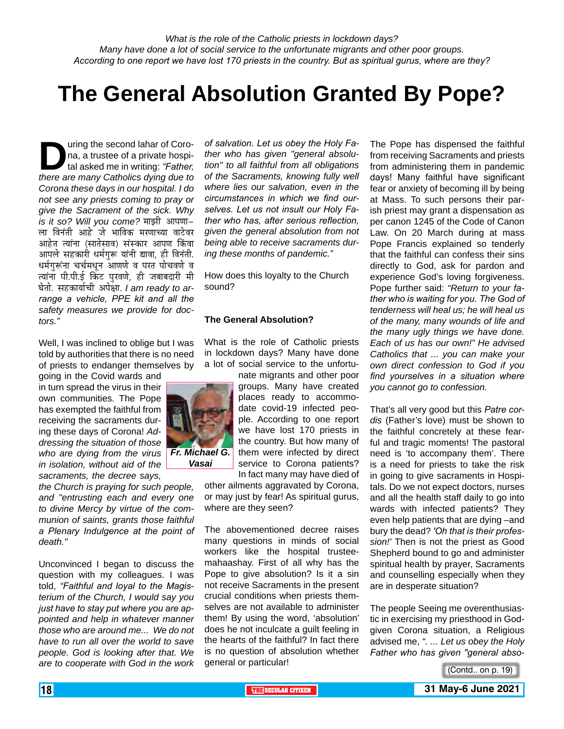*What is the role of the Catholic priests in lockdown days?*
*Many have done a lot of social service to the unfortunate migrants and other poor groups.*
*According to one report we have lost 170 priests in the country. But as spiritual gurus, where are they?*

# The General Absolution Granted By Pope?

During the second lahar of Corona, a trustee of a private hospital asked me in writing: *"Father, there are many Catholics dying due to Corona these days in our hospital. I do not see any priests coming to pray or give the Sacrament of the sick. Why is it so? Will you come?* माझी आपणाला विनंती आहे जे भाविक मरणाच्या वाटेवर आहेत त्यांना (सातेसाव) संस्कार आपण किंवा आपले सहकारी धर्मगुरू यांनी द्यावा, ही विनंती. धर्मगुरूंना चर्चमधून आणणे व परत पोचवणे व त्यांना पी.पी.ई किट पुरवणे, ही जबाबदारी मी घेतो. सहकार्याची अपेक्षा. *I am ready to arrange a vehicle, PPE kit and all the safety measures we provide for doctors."*

Well, I was inclined to oblige but I was told by authorities that there is no need of priests to endanger themselves by going in the Covid wards and in turn spread the virus in their own communities. The Pope has exempted the faithful from receiving the sacraments during these days of Corona! *Addressing the situation of those who are dying from the virus in isolation, without aid of the sacraments, the decree says, the Church is praying for such people, and "entrusting each and every one to divine Mercy by virtue of the communion of saints, grants those faithful a Plenary Indulgence at the point of death."*

Unconvinced I began to discuss the question with my colleagues. I was told, *"Faithful and loyal to the Magisterium of the Church, I would say you just have to stay put where you are appointed and help in whatever manner those who are around me... We do not have to run all over the world to save people. God is looking after that. We are to cooperate with God in the work of salvation. Let us obey the Holy Father who has given "general absolution" to all faithful from all obligations of the Sacraments, knowing fully well where lies our salvation, even in the circumstances in which we find ourselves. Let us not insult our Holy Father who has, after serious reflection, given the general absolution from not being able to receive sacraments during these months of pandemic."*

How does this loyalty to the Church sound?

**The General Absolution?**

What is the role of Catholic priests in lockdown days? Many have done a lot of social service to the unfortunate migrants and other poor groups. Many have created places ready to accommodate covid-19 infected people. According to one report we have lost 170 priests in the country. But how many of them were infected by direct service to Corona patients? In fact many may have died of other ailments aggravated by Corona, or may just by fear! As spiritual gurus, where are they seen?

***Fr. Michael G. Vasai***

The abovementioned decree raises many questions in minds of social workers like the hospital trustee-mahaashay. First of all why has the Pope to give absolution? Is it a sin not receive Sacraments in the present crucial conditions when priests themselves are not available to administer them! By using the word, 'absolution' does he not inculcate a guilt feeling in the hearts of the faithful? In fact there is no question of absolution whether general or particular!

The Pope has dispensed the faithful from receiving Sacraments and priests from administering them in pandemic days! Many faithful have significant fear or anxiety of becoming ill by being at Mass. To such persons their parish priest may grant a dispensation as per canon 1245 of the Code of Canon Law. On 20 March during at mass Pope Francis explained so tenderly that the faithful can confess their sins directly to God, ask for pardon and experience God's loving forgiveness. Pope further said: *"Return to your father who is waiting for you. The God of tenderness will heal us; he will heal us of the many, many wounds of life and the many ugly things we have done. Each of us has our own!" He advised Catholics that ... you can make your own direct confession to God if you find yourselves in a situation where you cannot go to confession.*

That's all very good but this *Patre cordis* (Father's love) must be shown to the faithful concretely at these fearful and tragic moments! The pastoral need is 'to accompany them'. There is a need for priests to take the risk in going to give sacraments in Hospitals. Do we not expect doctors, nurses and all the health staff daily to go into wards with infected patients? They even help patients that are dying –and bury the dead? *'Oh that is their profession!'* Then is not the priest as Good Shepherd bound to go and administer spiritual health by prayer, Sacraments and counselling especially when they are in desperate situation?

The people Seeing me overenthusiastic in exercising my priesthood in God-given Corona situation, a Religious advised me, *". ... Let us obey the Holy Father who has given "general abso-*

(Contd.. on p. 19)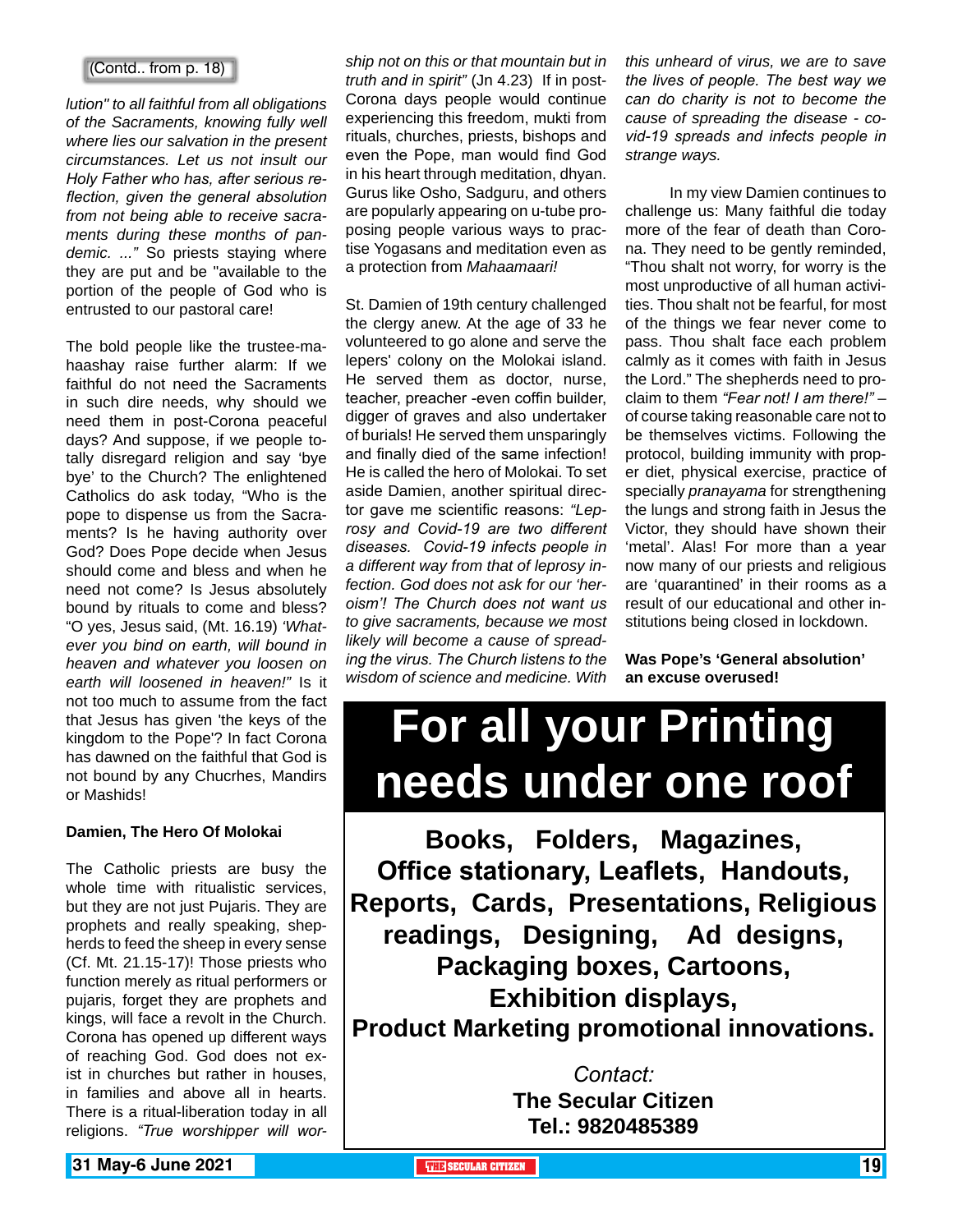(Contd.. from p. 18)

*lution" to all faithful from all obligations of the Sacraments, knowing fully well where lies our salvation in the present circumstances. Let us not insult our Holy Father who has, after serious reflection, given the general absolution from not being able to receive sacraments during these months of pandemic. ..."* So priests staying where they are put and be "available to the portion of the people of God who is entrusted to our pastoral care!

The bold people like the trustee-mahaashay raise further alarm: If we faithful do not need the Sacraments in such dire needs, why should we need them in post-Corona peaceful days? And suppose, if we people totally disregard religion and say 'bye bye' to the Church? The enlightened Catholics do ask today, "Who is the pope to dispense us from the Sacraments? Is he having authority over God? Does Pope decide when Jesus should come and bless and when he need not come? Is Jesus absolutely bound by rituals to come and bless? "O yes, Jesus said, (Mt. 16.19) *'Whatever you bind on earth, will bound in heaven and whatever you loosen on earth will loosened in heaven!"* Is it not too much to assume from the fact that Jesus has given 'the keys of the kingdom to the Pope'? In fact Corona has dawned on the faithful that God is not bound by any Chucrhes, Mandirs or Mashids!

**Damien, The Hero Of Molokai**

The Catholic priests are busy the whole time with ritualistic services, but they are not just Pujaris. They are prophets and really speaking, shepherds to feed the sheep in every sense (Cf. Mt. 21.15-17)! Those priests who function merely as ritual performers or pujaris, forget they are prophets and kings, will face a revolt in the Church. Corona has opened up different ways of reaching God. God does not exist in churches but rather in houses, in families and above all in hearts. There is a ritual-liberation today in all religions. *"True worshipper will worship not on this or that mountain but in truth and in spirit"* (Jn 4.23) If in post-Corona days people would continue experiencing this freedom, mukti from rituals, churches, priests, bishops and even the Pope, man would find God in his heart through meditation, dhyan. Gurus like Osho, Sadguru, and others are popularly appearing on u-tube proposing people various ways to practise Yogasans and meditation even as a protection from *Mahaamaari!*

St. Damien of 19th century challenged the clergy anew. At the age of 33 he volunteered to go alone and serve the lepers' colony on the Molokai island. He served them as doctor, nurse, teacher, preacher -even coffin builder, digger of graves and also undertaker of burials! He served them unsparingly and finally died of the same infection! He is called the hero of Molokai. To set aside Damien, another spiritual director gave me scientific reasons: *"Leprosy and Covid-19 are two different diseases. Covid-19 infects people in a different way from that of leprosy infection. God does not ask for our 'heroism'! The Church does not want us to give sacraments, because we most likely will become a cause of spreading the virus. The Church listens to the wisdom of science and medicine. With this unheard of virus, we are to save the lives of people. The best way we can do charity is not to become the cause of spreading the disease - covid-19 spreads and infects people in strange ways.*

In my view Damien continues to challenge us: Many faithful die today more of the fear of death than Corona. They need to be gently reminded, "Thou shalt not worry, for worry is the most unproductive of all human activities. Thou shalt not be fearful, for most of the things we fear never come to pass. Thou shalt face each problem calmly as it comes with faith in Jesus the Lord." The shepherds need to proclaim to them *"Fear not! I am there!"* – of course taking reasonable care not to be themselves victims. Following the protocol, building immunity with proper diet, physical exercise, practice of specially *pranayama* for strengthening the lungs and strong faith in Jesus the Victor, they should have shown their 'metal'. Alas! For more than a year now many of our priests and religious are 'quarantined' in their rooms as a result of our educational and other institutions being closed in lockdown.

**Was Pope's 'General absolution' an excuse overused!**

# For all your Printing needs under one roof

**Books, Folders, Magazines, Office stationary, Leaflets, Handouts, Reports, Cards, Presentations, Religious readings, Designing, Ad designs, Packaging boxes, Cartoons, Exhibition displays, Product Marketing promotional innovations.**

*Contact:*
**The Secular Citizen**
**Tel.: 9820485389**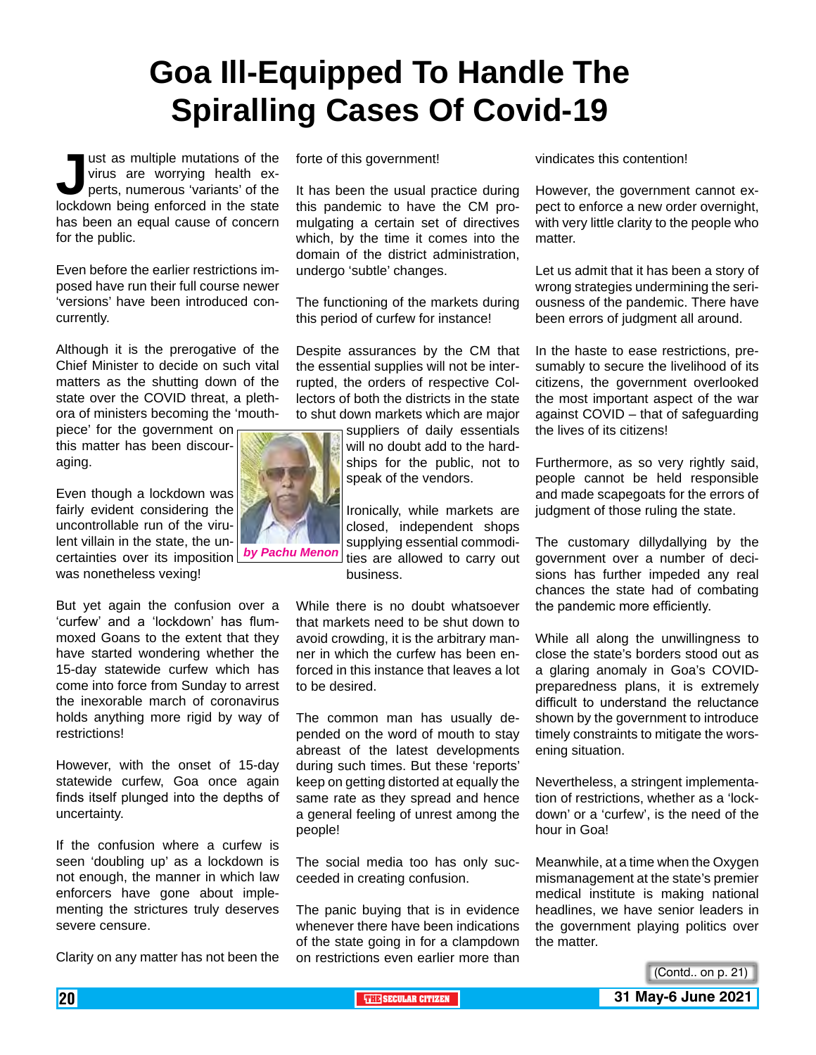# Goa Ill-Equipped To Handle The Spiralling Cases Of Covid-19

*by Pachu Menon*

Just as multiple mutations of the virus are worrying health experts, numerous 'variants' of the lockdown being enforced in the state has been an equal cause of concern for the public.

Even before the earlier restrictions imposed have run their full course newer 'versions' have been introduced concurrently.

Although it is the prerogative of the Chief Minister to decide on such vital matters as the shutting down of the state over the COVID threat, a plethora of ministers becoming the 'mouthpiece' for the government on this matter has been discouraging.

Even though a lockdown was fairly evident considering the uncontrollable run of the virulent villain in the state, the uncertainties over its imposition was nonetheless vexing!

But yet again the confusion over a 'curfew' and a 'lockdown' has flummoxed Goans to the extent that they have started wondering whether the 15-day statewide curfew which has come into force from Sunday to arrest the inexorable march of coronavirus holds anything more rigid by way of restrictions!

However, with the onset of 15-day statewide curfew, Goa once again finds itself plunged into the depths of uncertainty.

If the confusion where a curfew is seen 'doubling up' as a lockdown is not enough, the manner in which law enforcers have gone about implementing the strictures truly deserves severe censure.

Clarity on any matter has not been the forte of this government!

It has been the usual practice during this pandemic to have the CM promulgating a certain set of directives which, by the time it comes into the domain of the district administration, undergo 'subtle' changes.

The functioning of the markets during this period of curfew for instance!

Despite assurances by the CM that the essential supplies will not be interrupted, the orders of respective Collectors of both the districts in the state to shut down markets which are major suppliers of daily essentials will no doubt add to the hardships for the public, not to speak of the vendors.

Ironically, while markets are closed, independent shops supplying essential commodities are allowed to carry out business.

While there is no doubt whatsoever that markets need to be shut down to avoid crowding, it is the arbitrary manner in which the curfew has been enforced in this instance that leaves a lot to be desired.

The common man has usually depended on the word of mouth to stay abreast of the latest developments during such times. But these 'reports' keep on getting distorted at equally the same rate as they spread and hence a general feeling of unrest among the people!

The social media too has only succeeded in creating confusion.

The panic buying that is in evidence whenever there have been indications of the state going in for a clampdown on restrictions even earlier more than vindicates this contention!

However, the government cannot expect to enforce a new order overnight, with very little clarity to the people who matter.

Let us admit that it has been a story of wrong strategies undermining the seriousness of the pandemic. There have been errors of judgment all around.

In the haste to ease restrictions, presumably to secure the livelihood of its citizens, the government overlooked the most important aspect of the war against COVID – that of safeguarding the lives of its citizens!

Furthermore, as so very rightly said, people cannot be held responsible and made scapegoats for the errors of judgment of those ruling the state.

The customary dillydallying by the government over a number of decisions has further impeded any real chances the state had of combating the pandemic more efficiently.

While all along the unwillingness to close the state's borders stood out as a glaring anomaly in Goa's COVID-preparedness plans, it is extremely difficult to understand the reluctance shown by the government to introduce timely constraints to mitigate the worsening situation.

Nevertheless, a stringent implementation of restrictions, whether as a 'lockdown' or a 'curfew', is the need of the hour in Goa!

Meanwhile, at a time when the Oxygen mismanagement at the state's premier medical institute is making national headlines, we have senior leaders in the government playing politics over the matter.

(Contd.. on p. 21)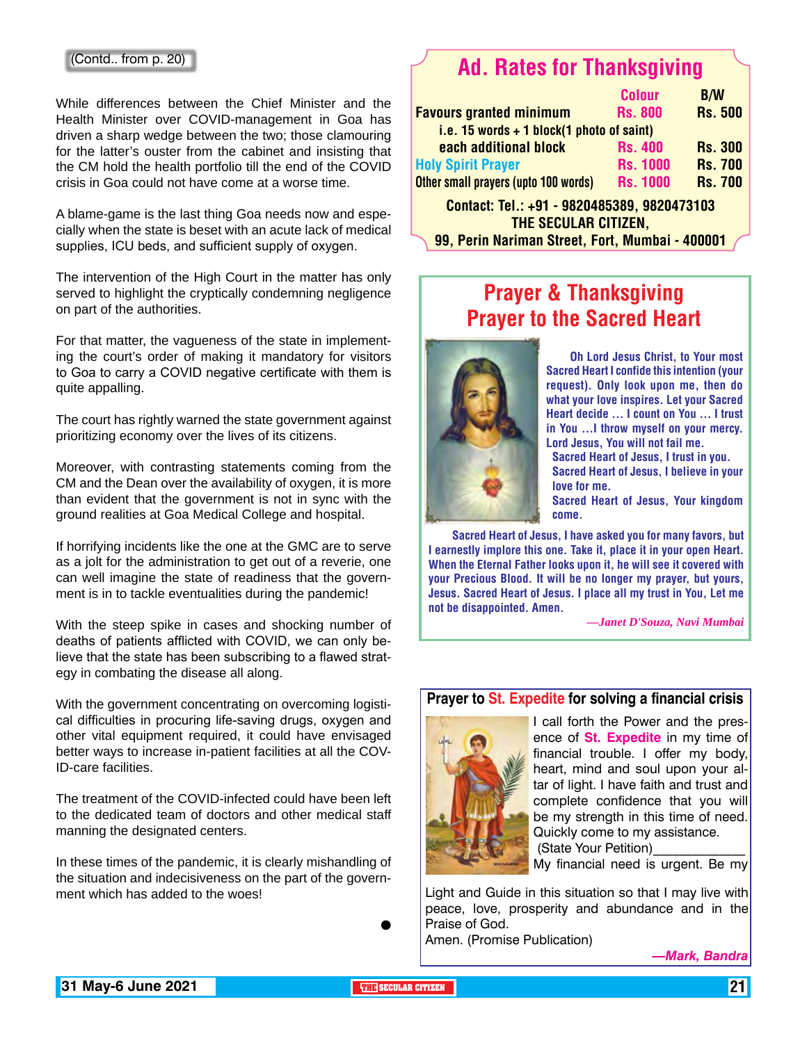(Contd.. from p. 20)

While differences between the Chief Minister and the Health Minister over COVID-management in Goa has driven a sharp wedge between the two; those clamouring for the latter's ouster from the cabinet and insisting that the CM hold the health portfolio till the end of the COVID crisis in Goa could not have come at a worse time.

A blame-game is the last thing Goa needs now and especially when the state is beset with an acute lack of medical supplies, ICU beds, and sufficient supply of oxygen.

The intervention of the High Court in the matter has only served to highlight the cryptically condemning negligence on part of the authorities.

For that matter, the vagueness of the state in implementing the court's order of making it mandatory for visitors to Goa to carry a COVID negative certificate with them is quite appalling.

The court has rightly warned the state government against prioritizing economy over the lives of its citizens.

Moreover, with contrasting statements coming from the CM and the Dean over the availability of oxygen, it is more than evident that the government is not in sync with the ground realities at Goa Medical College and hospital.

If horrifying incidents like the one at the GMC are to serve as a jolt for the administration to get out of a reverie, one can well imagine the state of readiness that the government is in to tackle eventualities during the pandemic!

With the steep spike in cases and shocking number of deaths of patients afflicted with COVID, we can only believe that the state has been subscribing to a flawed strategy in combating the disease all along.

With the government concentrating on overcoming logistical difficulties in procuring life-saving drugs, oxygen and other vital equipment required, it could have envisaged better ways to increase in-patient facilities at all the COVID-care facilities.

The treatment of the COVID-infected could have been left to the dedicated team of doctors and other medical staff manning the designated centers.

In these times of the pandemic, it is clearly mishandling of the situation and indecisiveness on the part of the government which has added to the woes!

●

## Ad. Rates for Thanksgiving

| | Colour | B/W |
|---|---|---|
| Favours granted minimum | Rs. 800 | Rs. 500 |
| i.e. 15 words + 1 block(1 photo of saint) | | |
| each additional block | Rs. 400 | Rs. 300 |
| Holy Spirit Prayer | Rs. 1000 | Rs. 700 |
| Other small prayers (upto 100 words) | Rs. 1000 | Rs. 700 |

Contact: Tel.: +91 - 9820485389, 9820473103
THE SECULAR CITIZEN,
99, Perin Nariman Street, Fort, Mumbai - 400001

## Prayer & Thanksgiving
## Prayer to the Sacred Heart

Oh Lord Jesus Christ, to Your most Sacred Heart I confide this intention (your request). Only look upon me, then do what your love inspires. Let your Sacred Heart decide … I count on You … I trust in You …I throw myself on your mercy. Lord Jesus, You will not fail me.
Sacred Heart of Jesus, I trust in you.
Sacred Heart of Jesus, I believe in your love for me.
Sacred Heart of Jesus, Your kingdom come.
Sacred Heart of Jesus, I have asked you for many favors, but I earnestly implore this one. Take it, place it in your open Heart. When the Eternal Father looks upon it, he will see it covered with your Precious Blood. It will be no longer my prayer, but yours, Jesus. Sacred Heart of Jesus. I place all my trust in You, Let me not be disappointed. Amen.

*—Janet D'Souza, Navi Mumbai*

## Prayer to St. Expedite for solving a financial crisis

I call forth the Power and the presence of **St. Expedite** in my time of financial trouble. I offer my body, heart, mind and soul upon your altar of light. I have faith and trust and complete confidence that you will be my strength in this time of need. Quickly come to my assistance.
(State Your Petition)____________
My financial need is urgent. Be my Light and Guide in this situation so that I may live with peace, love, prosperity and abundance and in the Praise of God.
Amen. (Promise Publication)

***—Mark, Bandra***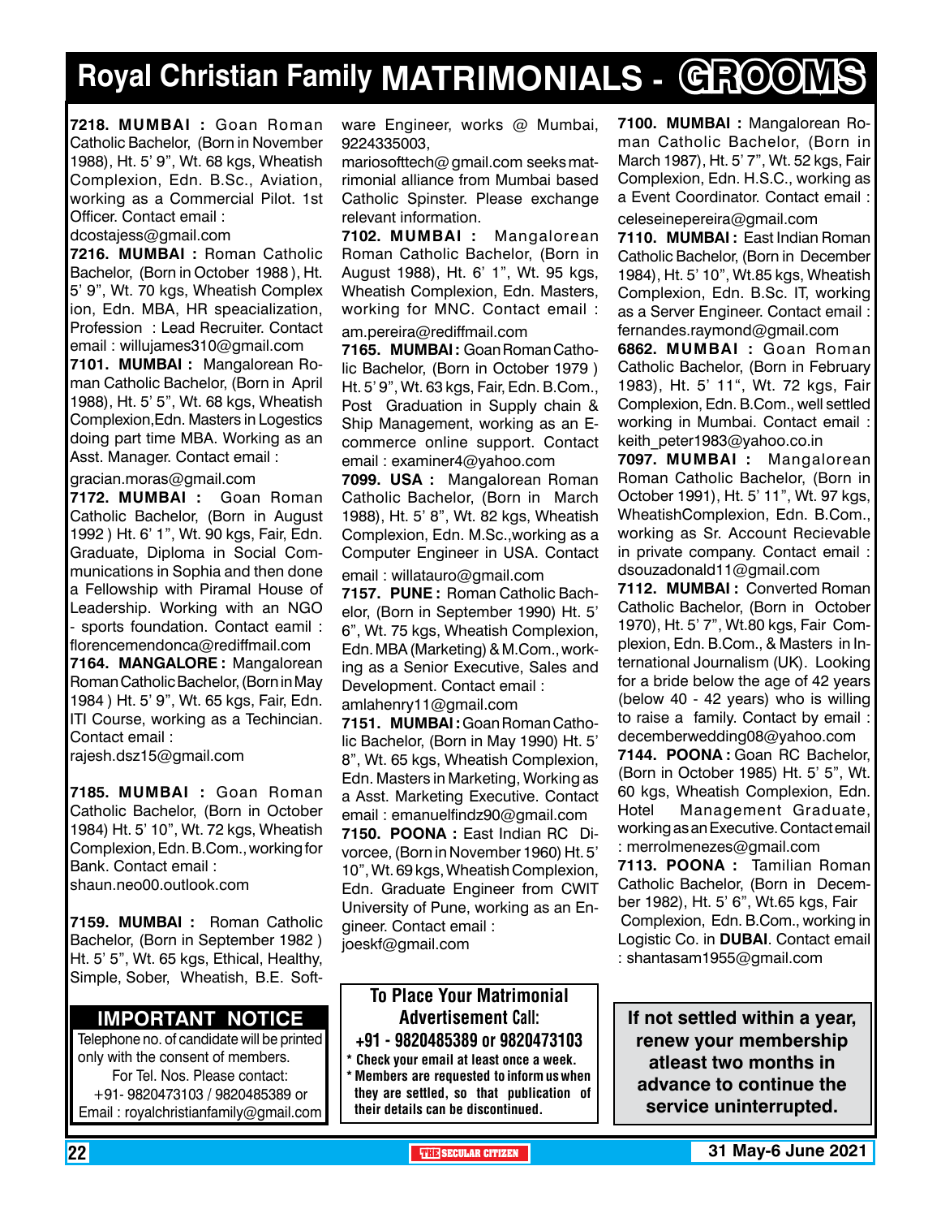# Royal Christian Family MATRIMONIALS - GROOMS

**7218. MUMBAI :** Goan Roman Catholic Bachelor, (Born in November 1988), Ht. 5' 9", Wt. 68 kgs, Wheatish Complexion, Edn. B.Sc., Aviation, working as a Commercial Pilot. 1st Officer. Contact email : dcostajess@gmail.com

**7216. MUMBAI :** Roman Catholic Bachelor, (Born in October 1988 ), Ht. 5' 9", Wt. 70 kgs, Wheatish Complex ion, Edn. MBA, HR speacialization, Profession : Lead Recruiter. Contact email : willujames310@gmail.com

**7101. MUMBAI :** Mangalorean Roman Catholic Bachelor, (Born in April 1988), Ht. 5' 5", Wt. 68 kgs, Wheatish Complexion,Edn. Masters in Logestics doing part time MBA. Working as an Asst. Manager. Contact email : gracian.moras@gmail.com

**7172. MUMBAI :** Goan Roman Catholic Bachelor, (Born in August 1992 ) Ht. 6' 1", Wt. 90 kgs, Fair, Edn. Graduate, Diploma in Social Communications in Sophia and then done a Fellowship with Piramal House of Leadership. Working with an NGO - sports foundation. Contact eamil : florencemendonca@rediffmail.com

**7164. MANGALORE :** Mangalorean Roman Catholic Bachelor, (Born in May 1984 ) Ht. 5' 9", Wt. 65 kgs, Fair, Edn. ITI Course, working as a Techincian. Contact email : rajesh.dsz15@gmail.com

**7185. MUMBAI :** Goan Roman Catholic Bachelor, (Born in October 1984) Ht. 5' 10", Wt. 72 kgs, Wheatish Complexion, Edn. B.Com., working for Bank. Contact email : shaun.neo00.outlook.com

**7159. MUMBAI :** Roman Catholic Bachelor, (Born in September 1982 ) Ht. 5' 5", Wt. 65 kgs, Ethical, Healthy, Simple, Sober, Wheatish, B.E. Software Engineer, works @ Mumbai, 9224335003, mariosofttech@gmail.com seeks matrimonial alliance from Mumbai based Catholic Spinster. Please exchange relevant information.

**7102. MUMBAI :** Mangalorean Roman Catholic Bachelor, (Born in August 1988), Ht. 6' 1", Wt. 95 kgs, Wheatish Complexion, Edn. Masters, working for MNC. Contact email : am.pereira@rediffmail.com

**7165. MUMBAI :** Goan Roman Catholic Bachelor, (Born in October 1979 ) Ht. 5' 9", Wt. 63 kgs, Fair, Edn. B.Com., Post Graduation in Supply chain & Ship Management, working as an E-commerce online support. Contact email : examiner4@yahoo.com

**7099. USA :** Mangalorean Roman Catholic Bachelor, (Born in March 1988), Ht. 5' 8", Wt. 82 kgs, Wheatish Complexion, Edn. M.Sc.,working as a Computer Engineer in USA. Contact email : willatauro@gmail.com

**7157. PUNE :** Roman Catholic Bachelor, (Born in September 1990) Ht. 5' 6", Wt. 75 kgs, Wheatish Complexion, Edn. MBA (Marketing) & M.Com., working as a Senior Executive, Sales and Development. Contact email : amlahenry11@gmail.com

**7151. MUMBAI :** Goan Roman Catholic Bachelor, (Born in May 1990) Ht. 5' 8", Wt. 65 kgs, Wheatish Complexion, Edn. Masters in Marketing, Working as a Asst. Marketing Executive. Contact email : emanuelfindz90@gmail.com

**7150. POONA :** East Indian RC Divorcee, (Born in November 1960) Ht. 5' 10", Wt. 69 kgs, Wheatish Complexion, Edn. Graduate Engineer from CWIT University of Pune, working as an Engineer. Contact email : joeskf@gmail.com

**7100. MUMBAI :** Mangalorean Roman Catholic Bachelor, (Born in March 1987), Ht. 5' 7", Wt. 52 kgs, Fair Complexion, Edn. H.S.C., working as a Event Coordinator. Contact email : celeseinepereira@gmail.com

**7110. MUMBAI :** East Indian Roman Catholic Bachelor, (Born in December 1984), Ht. 5' 10", Wt.85 kgs, Wheatish Complexion, Edn. B.Sc. IT, working as a Server Engineer. Contact email : fernandes.raymond@gmail.com

**6862. MUMBAI :** Goan Roman Catholic Bachelor, (Born in February 1983), Ht. 5' 11", Wt. 72 kgs, Fair Complexion, Edn. B.Com., well settled working in Mumbai. Contact email : keith_peter1983@yahoo.co.in

**7097. MUMBAI :** Mangalorean Roman Catholic Bachelor, (Born in October 1991), Ht. 5' 11", Wt. 97 kgs, WheatishComplexion, Edn. B.Com., working as Sr. Account Recievable in private company. Contact email : dsouzadonald11@gmail.com

**7112. MUMBAI :** Converted Roman Catholic Bachelor, (Born in October 1970), Ht. 5' 7", Wt.80 kgs, Fair Complexion, Edn. B.Com., & Masters in International Journalism (UK). Looking for a bride below the age of 42 years (below 40 - 42 years) who is willing to raise a family. Contact by email : decemberwedding08@yahoo.com

**7144. POONA :** Goan RC Bachelor, (Born in October 1985) Ht. 5' 5", Wt. 60 kgs, Wheatish Complexion, Edn. Hotel Management Graduate, working as an Executive. Contact email : merrolmenezes@gmail.com

**7113. POONA :** Tamilian Roman Catholic Bachelor, (Born in December 1982), Ht. 5' 6", Wt.65 kgs, Fair Complexion, Edn. B.Com., working in Logistic Co. in **DUBAI**. Contact email : shantasam1955@gmail.com

## IMPORTANT NOTICE

Telephone no. of candidate will be printed only with the consent of members. For Tel. Nos. Please contact: +91- 9820473103 / 9820485389 or Email : royalchristianfamily@gmail.com

**To Place Your Matrimonial Advertisement Call:**
**+91 - 9820485389 or 9820473103**

* Check your email at least once a week.
* Members are requested to inform us when they are settled, so that publication of their details can be discontinued.

**If not settled within a year, renew your membership atleast two months in advance to continue the service uninterrupted.**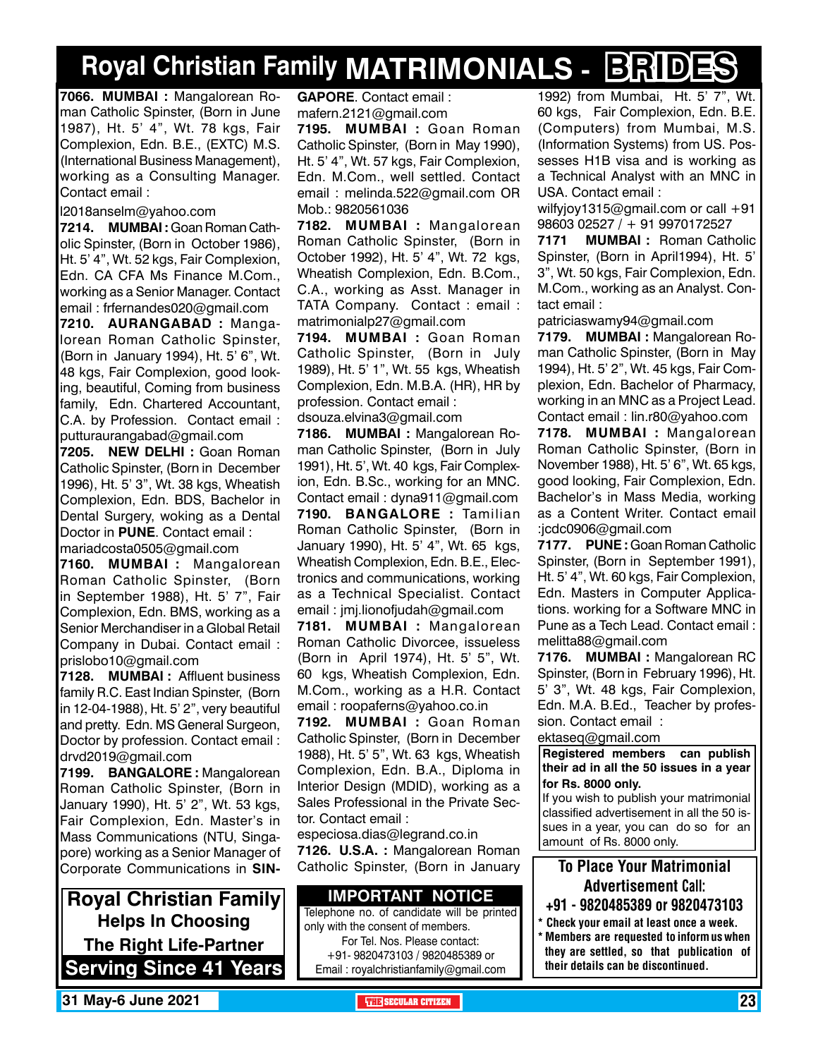# Royal Christian Family MATRIMONIALS - BRIDES

**7066. MUMBAI :** Mangalorean Roman Catholic Spinster, (Born in June 1987), Ht. 5' 4", Wt. 78 kgs, Fair Complexion, Edn. B.E., (EXTC) M.S. (International Business Management), working as a Consulting Manager. Contact email :
l2018anselm@yahoo.com

**7214. MUMBAI :** Goan Roman Catholic Spinster, (Born in October 1986), Ht. 5' 4", Wt. 52 kgs, Fair Complexion, Edn. CA CFA Ms Finance M.Com., working as a Senior Manager. Contact email : frfernandes020@gmail.com

**7210. AURANGABAD :** Mangalorean Roman Catholic Spinster, (Born in January 1994), Ht. 5' 6", Wt. 48 kgs, Fair Complexion, good looking, beautiful, Coming from business family, Edn. Chartered Accountant, C.A. by Profession. Contact email : putturaurangabad@gmail.com

**7205. NEW DELHI :** Goan Roman Catholic Spinster, (Born in December 1996), Ht. 5' 3", Wt. 38 kgs, Wheatish Complexion, Edn. BDS, Bachelor in Dental Surgery, woking as a Dental Doctor in **PUNE**. Contact email :
mariadcosta0505@gmail.com

**7160. MUMBAI :** Mangalorean Roman Catholic Spinster, (Born in September 1988), Ht. 5' 7", Fair Complexion, Edn. BMS, working as a Senior Merchandiser in a Global Retail Company in Dubai. Contact email : prislobo10@gmail.com

**7128. MUMBAI :** Affluent business family R.C. East Indian Spinster, (Born in 12-04-1988), Ht. 5' 2", very beautiful and pretty. Edn. MS General Surgeon, Doctor by profession. Contact email : drvd2019@gmail.com

**7199. BANGALORE :** Mangalorean Roman Catholic Spinster, (Born in January 1990), Ht. 5' 2", Wt. 53 kgs, Fair Complexion, Edn. Master's in Mass Communications (NTU, Singapore) working as a Senior Manager of Corporate Communications in **SINGAPORE**. Contact email :
mafern.2121@gmail.com

**7195. MUMBAI :** Goan Roman Catholic Spinster, (Born in May 1990), Ht. 5' 4", Wt. 57 kgs, Fair Complexion, Edn. M.Com., well settled. Contact email : melinda.522@gmail.com OR Mob.: 9820561036

**7182. MUMBAI :** Mangalorean Roman Catholic Spinster, (Born in October 1992), Ht. 5' 4", Wt. 72 kgs, Wheatish Complexion, Edn. B.Com., C.A., working as Asst. Manager in TATA Company. Contact : email : matrimonialp27@gmail.com

**7194. MUMBAI :** Goan Roman Catholic Spinster, (Born in July 1989), Ht. 5' 1", Wt. 55 kgs, Wheatish Complexion, Edn. M.B.A. (HR), HR by profession. Contact email :
dsouza.elvina3@gmail.com

**7186. MUMBAI :** Mangalorean Roman Catholic Spinster, (Born in July 1991), Ht. 5', Wt. 40 kgs, Fair Complexion, Edn. B.Sc., working for an MNC. Contact email : dyna911@gmail.com

**7190. BANGALORE :** Tamilian Roman Catholic Spinster, (Born in January 1990), Ht. 5' 4", Wt. 65 kgs, Wheatish Complexion, Edn. B.E., Electronics and communications, working as a Technical Specialist. Contact email : jmj.lionofjudah@gmail.com

**7181. MUMBAI :** Mangalorean Roman Catholic Divorcee, issueless (Born in April 1974), Ht. 5' 5", Wt. 60 kgs, Wheatish Complexion, Edn. M.Com., working as a H.R. Contact email : roopaferns@yahoo.co.in

**7192. MUMBAI :** Goan Roman Catholic Spinster, (Born in December 1988), Ht. 5' 5", Wt. 63 kgs, Wheatish Complexion, Edn. B.A., Diploma in Interior Design (MDID), working as a Sales Professional in the Private Sector. Contact email :
especiosa.dias@legrand.co.in

**7126. U.S.A. :** Mangalorean Roman Catholic Spinster, (Born in January 1992) from Mumbai, Ht. 5' 7", Wt. 60 kgs, Fair Complexion, Edn. B.E. (Computers) from Mumbai, M.S. (Information Systems) from US. Possesses H1B visa and is working as a Technical Analyst with an MNC in USA. Contact email :
wilfyjoy1315@gmail.com or call +91 98603 02527 / + 91 9970172527

**7171 MUMBAI :** Roman Catholic Spinster, (Born in April1994), Ht. 5' 3", Wt. 50 kgs, Fair Complexion, Edn. M.Com., working as an Analyst. Contact email :
patriciaswamy94@gmail.com

**7179. MUMBAI :** Mangalorean Roman Catholic Spinster, (Born in May 1994), Ht. 5' 2", Wt. 45 kgs, Fair Complexion, Edn. Bachelor of Pharmacy, working in an MNC as a Project Lead. Contact email : lin.r80@yahoo.com

**7178. MUMBAI :** Mangalorean Roman Catholic Spinster, (Born in November 1988), Ht. 5' 6", Wt. 65 kgs, good looking, Fair Complexion, Edn. Bachelor's in Mass Media, working as a Content Writer. Contact email :jcdc0906@gmail.com

**7177. PUNE :** Goan Roman Catholic Spinster, (Born in September 1991), Ht. 5' 4", Wt. 60 kgs, Fair Complexion, Edn. Masters in Computer Applications. working for a Software MNC in Pune as a Tech Lead. Contact email : melitta88@gmail.com

**7176. MUMBAI :** Mangalorean RC Spinster, (Born in February 1996), Ht. 5' 3", Wt. 48 kgs, Fair Complexion, Edn. M.A. B.Ed., Teacher by profession. Contact email :
ektaseq@gmail.com

**Registered members can publish their ad in all the 50 issues in a year for Rs. 8000 only.**
If you wish to publish your matrimonial classified advertisement in all the 50 issues in a year, you can do so for an amount of Rs. 8000 only.

**Royal Christian Family**
**Helps In Choosing**
**The Right Life-Partner**
**Serving Since 41 Years**

**IMPORTANT NOTICE**
Telephone no. of candidate will be printed only with the consent of members.
For Tel. Nos. Please contact:
+91- 9820473103 / 9820485389 or
Email : royalchristianfamily@gmail.com

**To Place Your Matrimonial Advertisement Call:**
**+91 - 9820485389 or 9820473103**
* Check your email at least once a week.
* Members are requested to inform us when they are settled, so that publication of their details can be discontinued.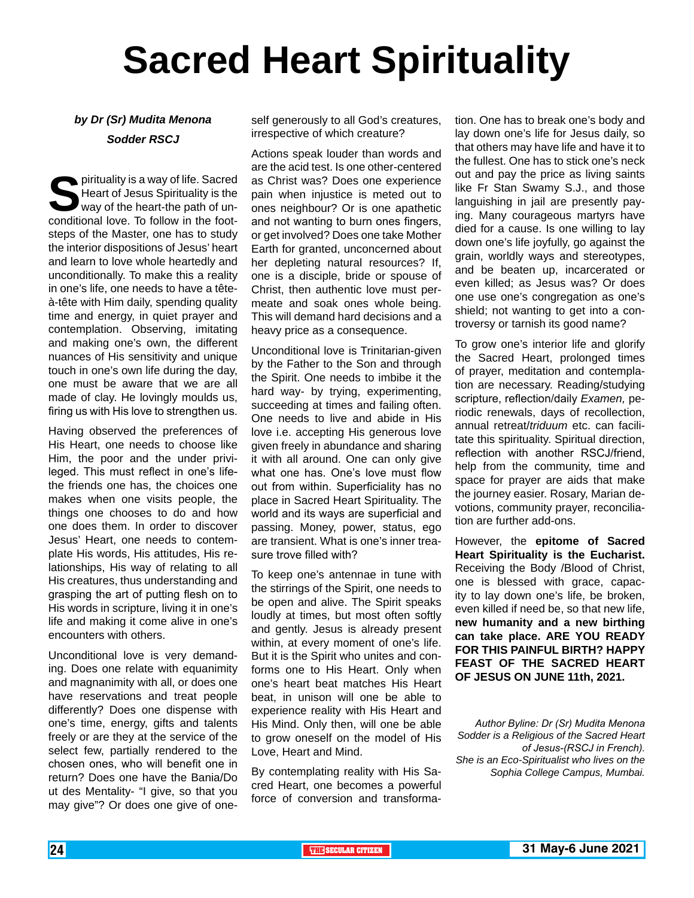# Sacred Heart Spirituality

***by Dr (Sr) Mudita Menona Sodder RSCJ***

Spirituality is a way of life. Sacred Heart of Jesus Spirituality is the way of the heart-the path of unconditional love. To follow in the footsteps of the Master, one has to study the interior dispositions of Jesus' heart and learn to love whole heartedly and unconditionally. To make this a reality in one's life, one needs to have a tête-à-tête with Him daily, spending quality time and energy, in quiet prayer and contemplation. Observing, imitating and making one's own, the different nuances of His sensitivity and unique touch in one's own life during the day, one must be aware that we are all made of clay. He lovingly moulds us, firing us with His love to strengthen us.

Having observed the preferences of His Heart, one needs to choose like Him, the poor and the under privileged. This must reflect in one's life-the friends one has, the choices one makes when one visits people, the things one chooses to do and how one does them. In order to discover Jesus' Heart, one needs to contemplate His words, His attitudes, His relationships, His way of relating to all His creatures, thus understanding and grasping the art of putting flesh on to His words in scripture, living it in one's life and making it come alive in one's encounters with others.

Unconditional love is very demanding. Does one relate with equanimity and magnanimity with all, or does one have reservations and treat people differently? Does one dispense with one's time, energy, gifts and talents freely or are they at the service of the select few, partially rendered to the chosen ones, who will benefit one in return? Does one have the Bania/Do ut des Mentality- "I give, so that you may give"? Or does one give of oneself generously to all God's creatures, irrespective of which creature?

Actions speak louder than words and are the acid test. Is one other-centered as Christ was? Does one experience pain when injustice is meted out to ones neighbour? Or is one apathetic and not wanting to burn ones fingers, or get involved? Does one take Mother Earth for granted, unconcerned about her depleting natural resources? If, one is a disciple, bride or spouse of Christ, then authentic love must permeate and soak ones whole being. This will demand hard decisions and a heavy price as a consequence.

Unconditional love is Trinitarian-given by the Father to the Son and through the Spirit. One needs to imbibe it the hard way- by trying, experimenting, succeeding at times and failing often. One needs to live and abide in His love i.e. accepting His generous love given freely in abundance and sharing it with all around. One can only give what one has. One's love must flow out from within. Superficiality has no place in Sacred Heart Spirituality. The world and its ways are superficial and passing. Money, power, status, ego are transient. What is one's inner treasure trove filled with?

To keep one's antennae in tune with the stirrings of the Spirit, one needs to be open and alive. The Spirit speaks loudly at times, but most often softly and gently. Jesus is already present within, at every moment of one's life. But it is the Spirit who unites and conforms one to His Heart. Only when one's heart beat matches His Heart beat, in unison will one be able to experience reality with His Heart and His Mind. Only then, will one be able to grow oneself on the model of His Love, Heart and Mind.

By contemplating reality with His Sacred Heart, one becomes a powerful force of conversion and transformation. One has to break one's body and lay down one's life for Jesus daily, so that others may have life and have it to the fullest. One has to stick one's neck out and pay the price as living saints like Fr Stan Swamy S.J., and those languishing in jail are presently paying. Many courageous martyrs have died for a cause. Is one willing to lay down one's life joyfully, go against the grain, worldly ways and stereotypes, and be beaten up, incarcerated or even killed; as Jesus was? Or does one use one's congregation as one's shield; not wanting to get into a controversy or tarnish its good name?

To grow one's interior life and glorify the Sacred Heart, prolonged times of prayer, meditation and contemplation are necessary. Reading/studying scripture, reflection/daily *Examen,* periodic renewals, days of recollection, annual retreat/*triduum* etc. can facilitate this spirituality. Spiritual direction, reflection with another RSCJ/friend, help from the community, time and space for prayer are aids that make the journey easier. Rosary, Marian devotions, community prayer, reconciliation are further add-ons.

However, the **epitome of Sacred Heart Spirituality is the Eucharist.** Receiving the Body /Blood of Christ, one is blessed with grace, capacity to lay down one's life, be broken, even killed if need be, so that new life, **new humanity and a new birthing can take place. ARE YOU READY FOR THIS PAINFUL BIRTH? HAPPY FEAST OF THE SACRED HEART OF JESUS ON JUNE 11th, 2021.**

*Author Byline: Dr (Sr) Mudita Menona Sodder is a Religious of the Sacred Heart of Jesus-(RSCJ in French). She is an Eco-Spiritualist who lives on the Sophia College Campus, Mumbai.*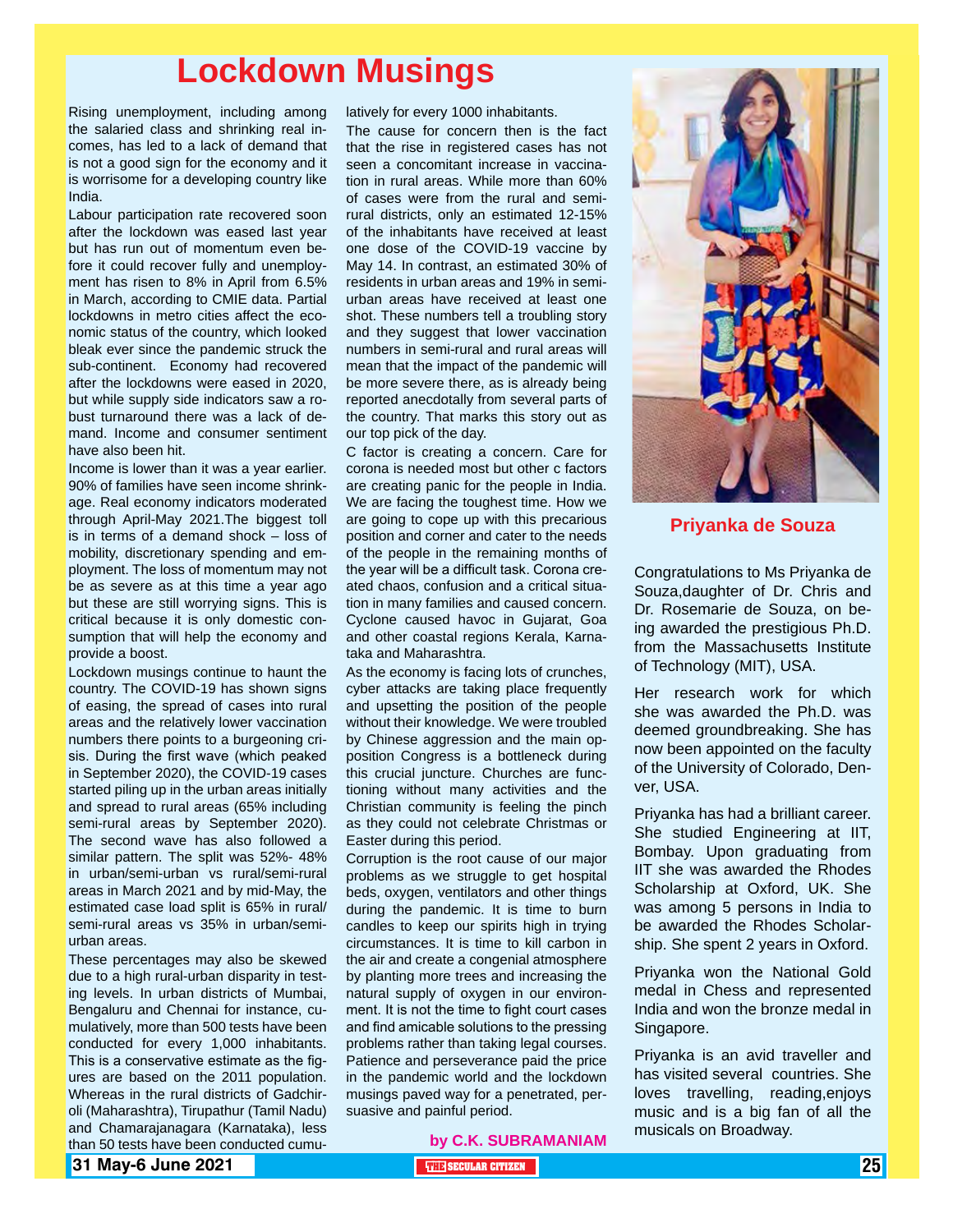# Lockdown Musings

Rising unemployment, including among the salaried class and shrinking real incomes, has led to a lack of demand that is not a good sign for the economy and it is worrisome for a developing country like India.

Labour participation rate recovered soon after the lockdown was eased last year but has run out of momentum even before it could recover fully and unemployment has risen to 8% in April from 6.5% in March, according to CMIE data. Partial lockdowns in metro cities affect the economic status of the country, which looked bleak ever since the pandemic struck the sub-continent. Economy had recovered after the lockdowns were eased in 2020, but while supply side indicators saw a robust turnaround there was a lack of demand. Income and consumer sentiment have also been hit.

Income is lower than it was a year earlier. 90% of families have seen income shrinkage. Real economy indicators moderated through April-May 2021.The biggest toll is in terms of a demand shock – loss of mobility, discretionary spending and employment. The loss of momentum may not be as severe as at this time a year ago but these are still worrying signs. This is critical because it is only domestic consumption that will help the economy and provide a boost.

Lockdown musings continue to haunt the country. The COVID-19 has shown signs of easing, the spread of cases into rural areas and the relatively lower vaccination numbers there points to a burgeoning crisis. During the first wave (which peaked in September 2020), the COVID-19 cases started piling up in the urban areas initially and spread to rural areas (65% including semi-rural areas by September 2020). The second wave has also followed a similar pattern. The split was 52%- 48% in urban/semi-urban vs rural/semi-rural areas in March 2021 and by mid-May, the estimated case load split is 65% in rural/ semi-rural areas vs 35% in urban/semi-urban areas.

These percentages may also be skewed due to a high rural-urban disparity in testing levels. In urban districts of Mumbai, Bengaluru and Chennai for instance, cumulatively, more than 500 tests have been conducted for every 1,000 inhabitants. This is a conservative estimate as the figures are based on the 2011 population. Whereas in the rural districts of Gadchiroli (Maharashtra), Tirupathur (Tamil Nadu) and Chamarajanagara (Karnataka), less than 50 tests have been conducted cumulatively for every 1000 inhabitants.

The cause for concern then is the fact that the rise in registered cases has not seen a concomitant increase in vaccination in rural areas. While more than 60% of cases were from the rural and semi-rural districts, only an estimated 12-15% of the inhabitants have received at least one dose of the COVID-19 vaccine by May 14. In contrast, an estimated 30% of residents in urban areas and 19% in semi-urban areas have received at least one shot. These numbers tell a troubling story and they suggest that lower vaccination numbers in semi-rural and rural areas will mean that the impact of the pandemic will be more severe there, as is already being reported anecdotally from several parts of the country. That marks this story out as our top pick of the day.

C factor is creating a concern. Care for corona is needed most but other c factors are creating panic for the people in India. We are facing the toughest time. How we are going to cope up with this precarious position and cater to the needs of the people in the remaining months of the year will be a difficult task. Corona created chaos, confusion and a critical situation in many families and caused concern. Cyclone caused havoc in Gujarat, Goa and other coastal regions Kerala, Karnataka and Maharashtra.

As the economy is facing lots of crunches, cyber attacks are taking place frequently and upsetting the position of the people without their knowledge. We were troubled by Chinese aggression and the main opposition Congress is a bottleneck during this crucial juncture. Churches are functioning without many activities and the Christian community is feeling the pinch as they could not celebrate Christmas or Easter during this period.

Corruption is the root cause of our major problems as we struggle to get hospital beds, oxygen, ventilators and other things during the pandemic. It is time to burn candles to keep our spirits high in trying circumstances. It is time to kill carbon in the air and create a congenial atmosphere by planting more trees and increasing the natural supply of oxygen in our environment. It is not the time to fight court cases and find amicable solutions to the pressing problems rather than taking legal courses. Patience and perseverance paid the price in the pandemic world and the lockdown musings paved way for a penetrated, persuasive and painful period.

**by C.K. SUBRAMANIAM**

**Priyanka de Souza**

Congratulations to Ms Priyanka de Souza,daughter of Dr. Chris and Dr. Rosemarie de Souza, on being awarded the prestigious Ph.D. from the Massachusetts Institute of Technology (MIT), USA.

Her research work for which she was awarded the Ph.D. was deemed groundbreaking. She has now been appointed on the faculty of the University of Colorado, Denver, USA.

Priyanka has had a brilliant career. She studied Engineering at IIT, Bombay. Upon graduating from IIT she was awarded the Rhodes Scholarship at Oxford, UK. She was among 5 persons in India to be awarded the Rhodes Scholarship. She spent 2 years in Oxford.

Priyanka won the National Gold medal in Chess and represented India and won the bronze medal in Singapore.

Priyanka is an avid traveller and has visited several countries. She loves travelling, reading,enjoys music and is a big fan of all the musicals on Broadway.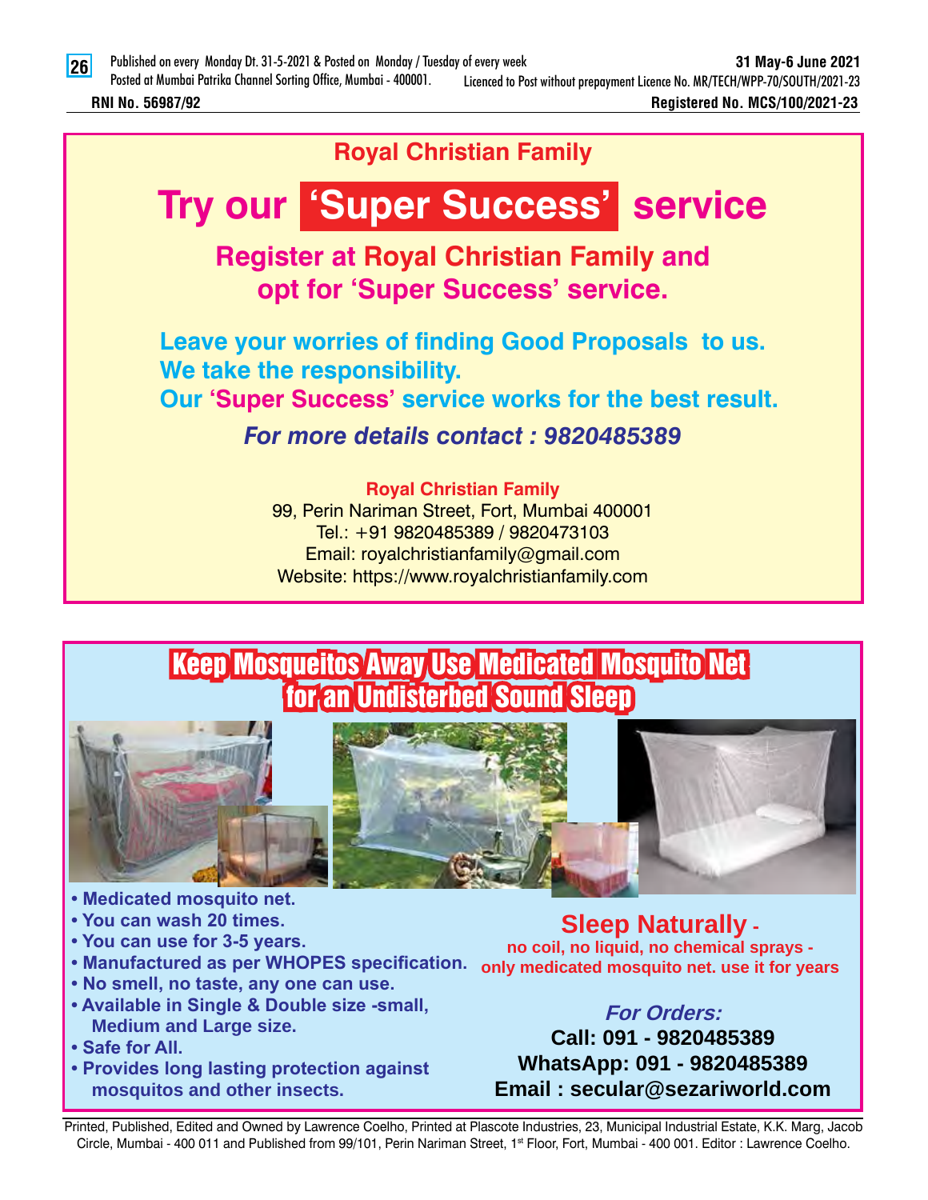## Royal Christian Family

# Try our 'Super Success' service

**Register at Royal Christian Family and opt for 'Super Success' service.**

**Leave your worries of finding Good Proposals to us.**
**We take the responsibility.**
**Our 'Super Success' service works for the best result.**

***For more details contact : 9820485389***

**Royal Christian Family**
99, Perin Nariman Street, Fort, Mumbai 400001
Tel.: +91 9820485389 / 9820473103
Email: royalchristianfamily@gmail.com
Website: https://www.royalchristianfamily.com

---

## Keep Mosqueitos Away Use Medicated Mosquito Net for an Undisterbed Sound Sleep

- **Medicated mosquito net.**
- **You can wash 20 times.**
- **You can use for 3-5 years.**
- **Manufactured as per WHOPES specification.**
- **No smell, no taste, any one can use.**
- **Available in Single & Double size -small, Medium and Large size.**
- **Safe for All.**
- **Provides long lasting protection against mosquitos and other insects.**

**Sleep Naturally -**
**no coil, no liquid, no chemical sprays - only medicated mosquito net. use it for years**

***For Orders:***
**Call: 091 - 9820485389**
**WhatsApp: 091 - 9820485389**
**Email : secular@sezariworld.com**

---

Printed, Published, Edited and Owned by Lawrence Coelho, Printed at Plascote Industries, 23, Municipal Industrial Estate, K.K. Marg, Jacob Circle, Mumbai - 400 011 and Published from 99/101, Perin Nariman Street, 1st Floor, Fort, Mumbai - 400 001. Editor : Lawrence Coelho.